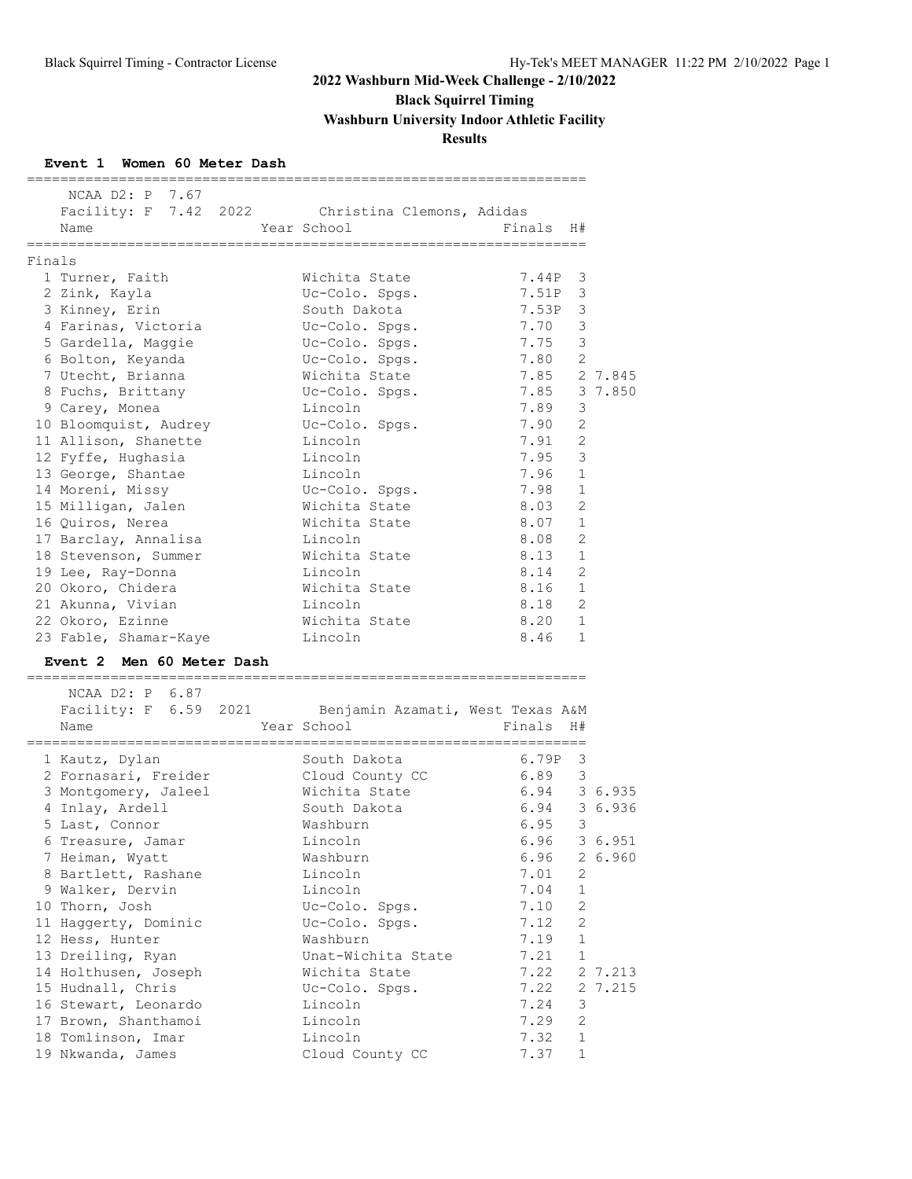# 2022 Washburn Mid-Week Challenge - 2/10/2022

**Black Squirrel Timing**

**Washburn University Indoor Athletic Facility**

**Results**

## Event 1 Women 60 Meter Dash

NCAA D2: P 7.67
Facility: F 7.42 2022 Christina Clemons, Adidas

**Finals**

| Place | Name | Year | School | Finals | H# | |
|---|---|---|---|---|---|---|
| 1 | Turner, Faith | | Wichita State | 7.44P | 3 | |
| 2 | Zink, Kayla | | Uc-Colo. Spgs. | 7.51P | 3 | |
| 3 | Kinney, Erin | | South Dakota | 7.53P | 3 | |
| 4 | Farinas, Victoria | | Uc-Colo. Spgs. | 7.70 | 3 | |
| 5 | Gardella, Maggie | | Uc-Colo. Spgs. | 7.75 | 3 | |
| 6 | Bolton, Keyanda | | Uc-Colo. Spgs. | 7.80 | 2 | |
| 7 | Utecht, Brianna | | Wichita State | 7.85 | 2 | 7.845 |
| 8 | Fuchs, Brittany | | Uc-Colo. Spgs. | 7.85 | 3 | 7.850 |
| 9 | Carey, Monea | | Lincoln | 7.89 | 3 | |
| 10 | Bloomquist, Audrey | | Uc-Colo. Spgs. | 7.90 | 2 | |
| 11 | Allison, Shanette | | Lincoln | 7.91 | 2 | |
| 12 | Fyffe, Hughasia | | Lincoln | 7.95 | 3 | |
| 13 | George, Shantae | | Lincoln | 7.96 | 1 | |
| 14 | Moreni, Missy | | Uc-Colo. Spgs. | 7.98 | 1 | |
| 15 | Milligan, Jalen | | Wichita State | 8.03 | 2 | |
| 16 | Quiros, Nerea | | Wichita State | 8.07 | 1 | |
| 17 | Barclay, Annalisa | | Lincoln | 8.08 | 2 | |
| 18 | Stevenson, Summer | | Wichita State | 8.13 | 1 | |
| 19 | Lee, Ray-Donna | | Lincoln | 8.14 | 2 | |
| 20 | Okoro, Chidera | | Wichita State | 8.16 | 1 | |
| 21 | Akunna, Vivian | | Lincoln | 8.18 | 2 | |
| 22 | Okoro, Ezinne | | Wichita State | 8.20 | 1 | |
| 23 | Fable, Shamar-Kaye | | Lincoln | 8.46 | 1 | |

## Event 2 Men 60 Meter Dash

NCAA D2: P 6.87
Facility: F 6.59 2021 Benjamin Azamati, West Texas A&M

| Place | Name | Year | School | Finals | H# | |
|---|---|---|---|---|---|---|
| 1 | Kautz, Dylan | | South Dakota | 6.79P | 3 | |
| 2 | Fornasari, Freider | | Cloud County CC | 6.89 | 3 | |
| 3 | Montgomery, Jaleel | | Wichita State | 6.94 | 3 | 6.935 |
| 4 | Inlay, Ardell | | South Dakota | 6.94 | 3 | 6.936 |
| 5 | Last, Connor | | Washburn | 6.95 | 3 | |
| 6 | Treasure, Jamar | | Lincoln | 6.96 | 3 | 6.951 |
| 7 | Heiman, Wyatt | | Washburn | 6.96 | 2 | 6.960 |
| 8 | Bartlett, Rashane | | Lincoln | 7.01 | 2 | |
| 9 | Walker, Dervin | | Lincoln | 7.04 | 1 | |
| 10 | Thorn, Josh | | Uc-Colo. Spgs. | 7.10 | 2 | |
| 11 | Haggerty, Dominic | | Uc-Colo. Spgs. | 7.12 | 2 | |
| 12 | Hess, Hunter | | Washburn | 7.19 | 1 | |
| 13 | Dreiling, Ryan | | Unat-Wichita State | 7.21 | 1 | |
| 14 | Holthusen, Joseph | | Wichita State | 7.22 | 2 | 7.213 |
| 15 | Hudnall, Chris | | Uc-Colo. Spgs. | 7.22 | 2 | 7.215 |
| 16 | Stewart, Leonardo | | Lincoln | 7.24 | 3 | |
| 17 | Brown, Shanthamoi | | Lincoln | 7.29 | 2 | |
| 18 | Tomlinson, Imar | | Lincoln | 7.32 | 1 | |
| 19 | Nkwanda, James | | Cloud County CC | 7.37 | 1 | |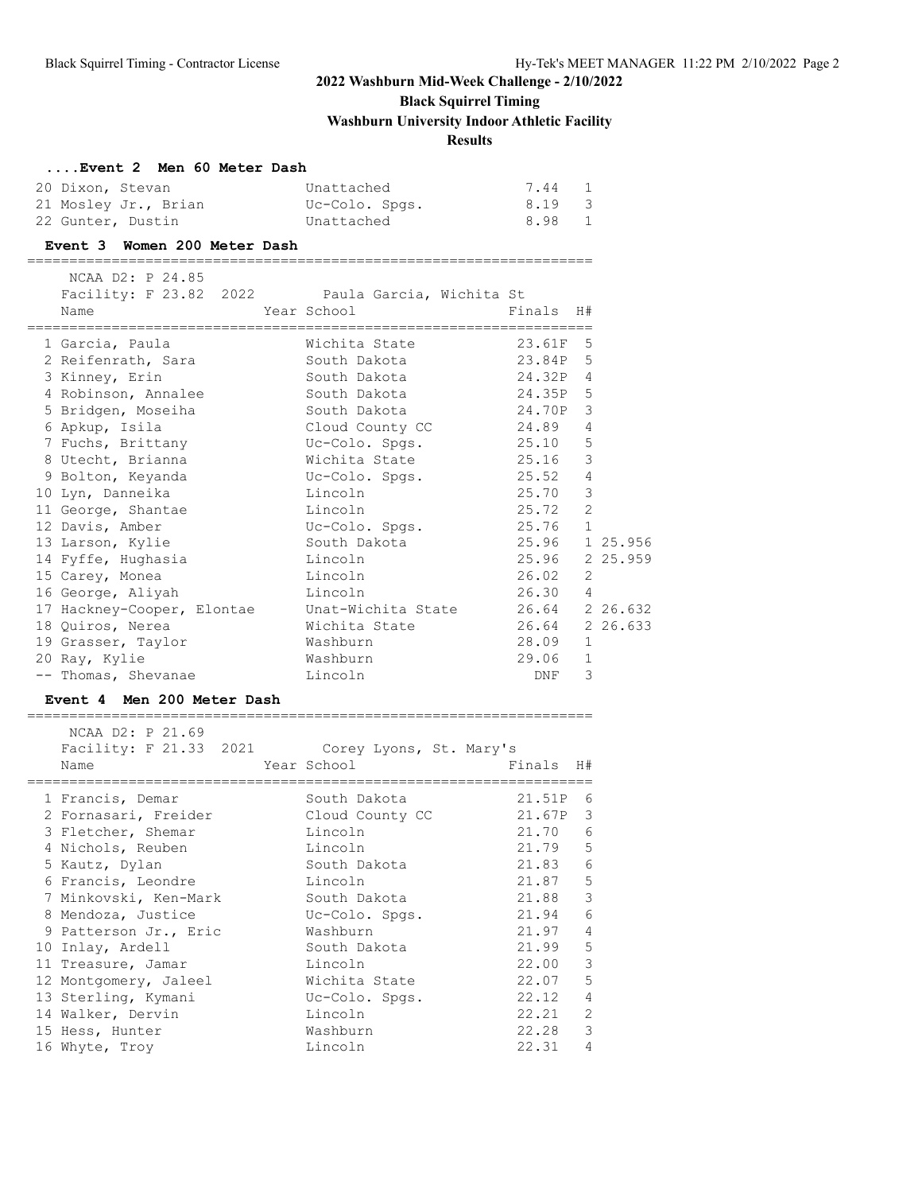## 2022 Washburn Mid-Week Challenge - 2/10/2022

**Black Squirrel Timing**

**Washburn University Indoor Athletic Facility**

**Results**

### ....Event 2 Men 60 Meter Dash

| Place | Name | School | Finals | H# |
|---|---|---|---|---|
| 20 | Dixon, Stevan | Unattached | 7.44 | 1 |
| 21 | Mosley Jr., Brian | Uc-Colo. Spgs. | 8.19 | 3 |
| 22 | Gunter, Dustin | Unattached | 8.98 | 1 |

### Event 3 Women 200 Meter Dash

NCAA D2: P 24.85
Facility: F 23.82 2022 Paula Garcia, Wichita St

| Place | Name | Year School | Finals | H# | |
|---|---|---|---|---|---|
| 1 | Garcia, Paula | Wichita State | 23.61F | 5 | |
| 2 | Reifenrath, Sara | South Dakota | 23.84P | 5 | |
| 3 | Kinney, Erin | South Dakota | 24.32P | 4 | |
| 4 | Robinson, Annalee | South Dakota | 24.35P | 5 | |
| 5 | Bridgen, Moseiha | South Dakota | 24.70P | 3 | |
| 6 | Apkup, Isila | Cloud County CC | 24.89 | 4 | |
| 7 | Fuchs, Brittany | Uc-Colo. Spgs. | 25.10 | 5 | |
| 8 | Utecht, Brianna | Wichita State | 25.16 | 3 | |
| 9 | Bolton, Keyanda | Uc-Colo. Spgs. | 25.52 | 4 | |
| 10 | Lyn, Danneika | Lincoln | 25.70 | 3 | |
| 11 | George, Shantae | Lincoln | 25.72 | 2 | |
| 12 | Davis, Amber | Uc-Colo. Spgs. | 25.76 | 1 | |
| 13 | Larson, Kylie | South Dakota | 25.96 | 1 | 25.956 |
| 14 | Fyffe, Hughasia | Lincoln | 25.96 | 2 | 25.959 |
| 15 | Carey, Monea | Lincoln | 26.02 | 2 | |
| 16 | George, Aliyah | Lincoln | 26.30 | 4 | |
| 17 | Hackney-Cooper, Elontae | Unat-Wichita State | 26.64 | 2 | 26.632 |
| 18 | Quiros, Nerea | Wichita State | 26.64 | 2 | 26.633 |
| 19 | Grasser, Taylor | Washburn | 28.09 | 1 | |
| 20 | Ray, Kylie | Washburn | 29.06 | 1 | |
| -- | Thomas, Shevanae | Lincoln | DNF | 3 | |

### Event 4 Men 200 Meter Dash

NCAA D2: P 21.69
Facility: F 21.33 2021 Corey Lyons, St. Mary's

| Place | Name | Year School | Finals | H# |
|---|---|---|---|---|
| 1 | Francis, Demar | South Dakota | 21.51P | 6 |
| 2 | Fornasari, Freider | Cloud County CC | 21.67P | 3 |
| 3 | Fletcher, Shemar | Lincoln | 21.70 | 6 |
| 4 | Nichols, Reuben | Lincoln | 21.79 | 5 |
| 5 | Kautz, Dylan | South Dakota | 21.83 | 6 |
| 6 | Francis, Leondre | Lincoln | 21.87 | 5 |
| 7 | Minkovski, Ken-Mark | South Dakota | 21.88 | 3 |
| 8 | Mendoza, Justice | Uc-Colo. Spgs. | 21.94 | 6 |
| 9 | Patterson Jr., Eric | Washburn | 21.97 | 4 |
| 10 | Inlay, Ardell | South Dakota | 21.99 | 5 |
| 11 | Treasure, Jamar | Lincoln | 22.00 | 3 |
| 12 | Montgomery, Jaleel | Wichita State | 22.07 | 5 |
| 13 | Sterling, Kymani | Uc-Colo. Spgs. | 22.12 | 4 |
| 14 | Walker, Dervin | Lincoln | 22.21 | 2 |
| 15 | Hess, Hunter | Washburn | 22.28 | 3 |
| 16 | Whyte, Troy | Lincoln | 22.31 | 4 |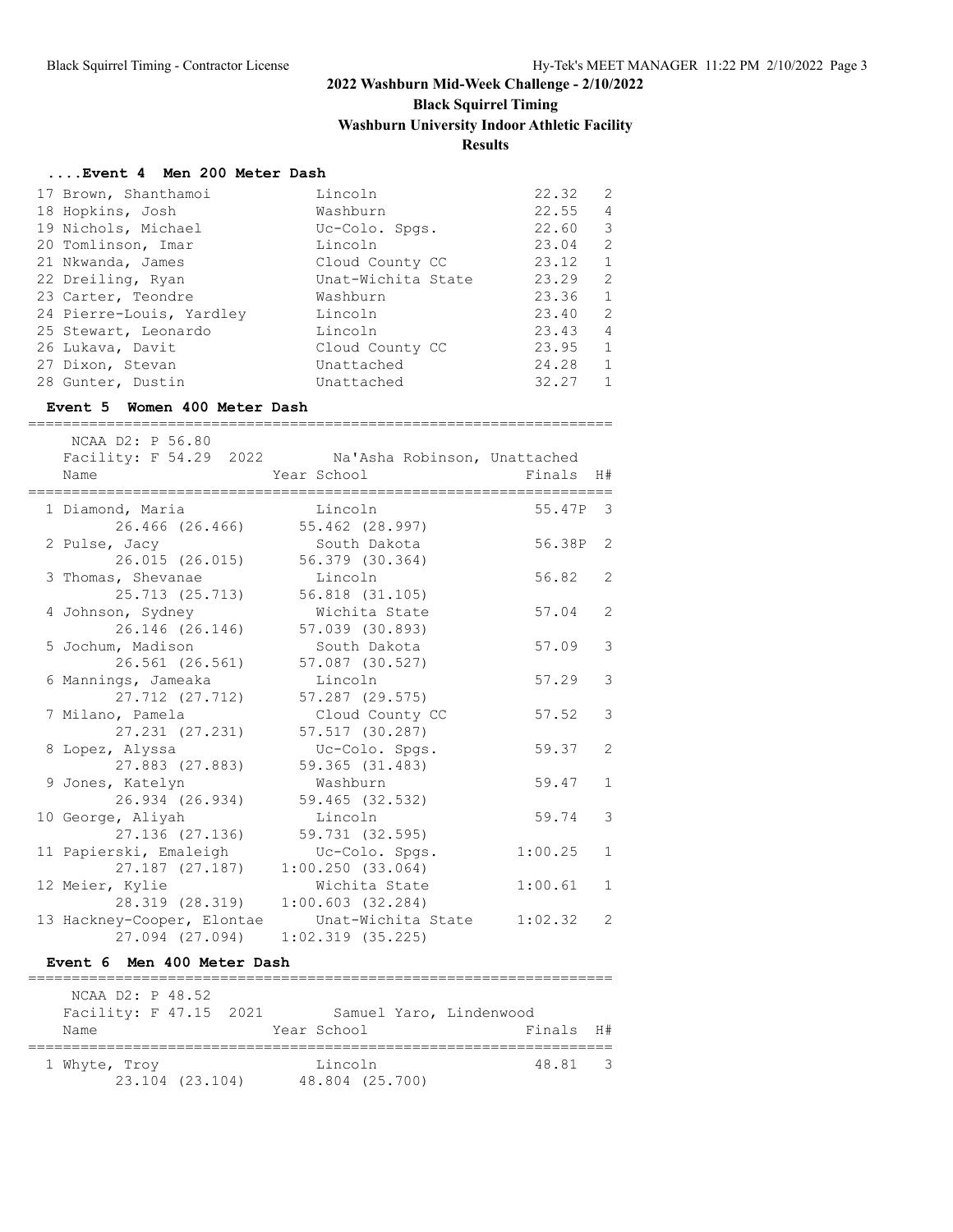## 2022 Washburn Mid-Week Challenge - 2/10/2022

**Black Squirrel Timing**

**Washburn University Indoor Athletic Facility**

**Results**

### ....Event 4 Men 200 Meter Dash

| Place | Name | School | Finals | H# |
|---|---|---|---|---|
| 17 | Brown, Shanthamoi | Lincoln | 22.32 | 2 |
| 18 | Hopkins, Josh | Washburn | 22.55 | 4 |
| 19 | Nichols, Michael | Uc-Colo. Spgs. | 22.60 | 3 |
| 20 | Tomlinson, Imar | Lincoln | 23.04 | 2 |
| 21 | Nkwanda, James | Cloud County CC | 23.12 | 1 |
| 22 | Dreiling, Ryan | Unat-Wichita State | 23.29 | 2 |
| 23 | Carter, Teondre | Washburn | 23.36 | 1 |
| 24 | Pierre-Louis, Yardley | Lincoln | 23.40 | 2 |
| 25 | Stewart, Leonardo | Lincoln | 23.43 | 4 |
| 26 | Lukava, Davit | Cloud County CC | 23.95 | 1 |
| 27 | Dixon, Stevan | Unattached | 24.28 | 1 |
| 28 | Gunter, Dustin | Unattached | 32.27 | 1 |

### Event 5 Women 400 Meter Dash

NCAA D2: P 56.80
Facility: F 54.29 2022 Na'Asha Robinson, Unattached

| Place | Name | Year School | Splits | Finals | H# |
|---|---|---|---|---|---|
| 1 | Diamond, Maria | Lincoln | 26.466 (26.466) 55.462 (28.997) | 55.47P | 3 |
| 2 | Pulse, Jacy | South Dakota | 26.015 (26.015) 56.379 (30.364) | 56.38P | 2 |
| 3 | Thomas, Shevanae | Lincoln | 25.713 (25.713) 56.818 (31.105) | 56.82 | 2 |
| 4 | Johnson, Sydney | Wichita State | 26.146 (26.146) 57.039 (30.893) | 57.04 | 2 |
| 5 | Jochum, Madison | South Dakota | 26.561 (26.561) 57.087 (30.527) | 57.09 | 3 |
| 6 | Mannings, Jameaka | Lincoln | 27.712 (27.712) 57.287 (29.575) | 57.29 | 3 |
| 7 | Milano, Pamela | Cloud County CC | 27.231 (27.231) 57.517 (30.287) | 57.52 | 3 |
| 8 | Lopez, Alyssa | Uc-Colo. Spgs. | 27.883 (27.883) 59.365 (31.483) | 59.37 | 2 |
| 9 | Jones, Katelyn | Washburn | 26.934 (26.934) 59.465 (32.532) | 59.47 | 1 |
| 10 | George, Aliyah | Lincoln | 27.136 (27.136) 59.731 (32.595) | 59.74 | 3 |
| 11 | Papierski, Emaleigh | Uc-Colo. Spgs. | 27.187 (27.187) 1:00.250 (33.064) | 1:00.25 | 1 |
| 12 | Meier, Kylie | Wichita State | 28.319 (28.319) 1:00.603 (32.284) | 1:00.61 | 1 |
| 13 | Hackney-Cooper, Elontae | Unat-Wichita State | 27.094 (27.094) 1:02.319 (35.225) | 1:02.32 | 2 |

### Event 6 Men 400 Meter Dash

NCAA D2: P 48.52
Facility: F 47.15 2021 Samuel Yaro, Lindenwood

| Place | Name | Year School | Splits | Finals | H# |
|---|---|---|---|---|---|
| 1 | Whyte, Troy | Lincoln | 23.104 (23.104) 48.804 (25.700) | 48.81 | 3 |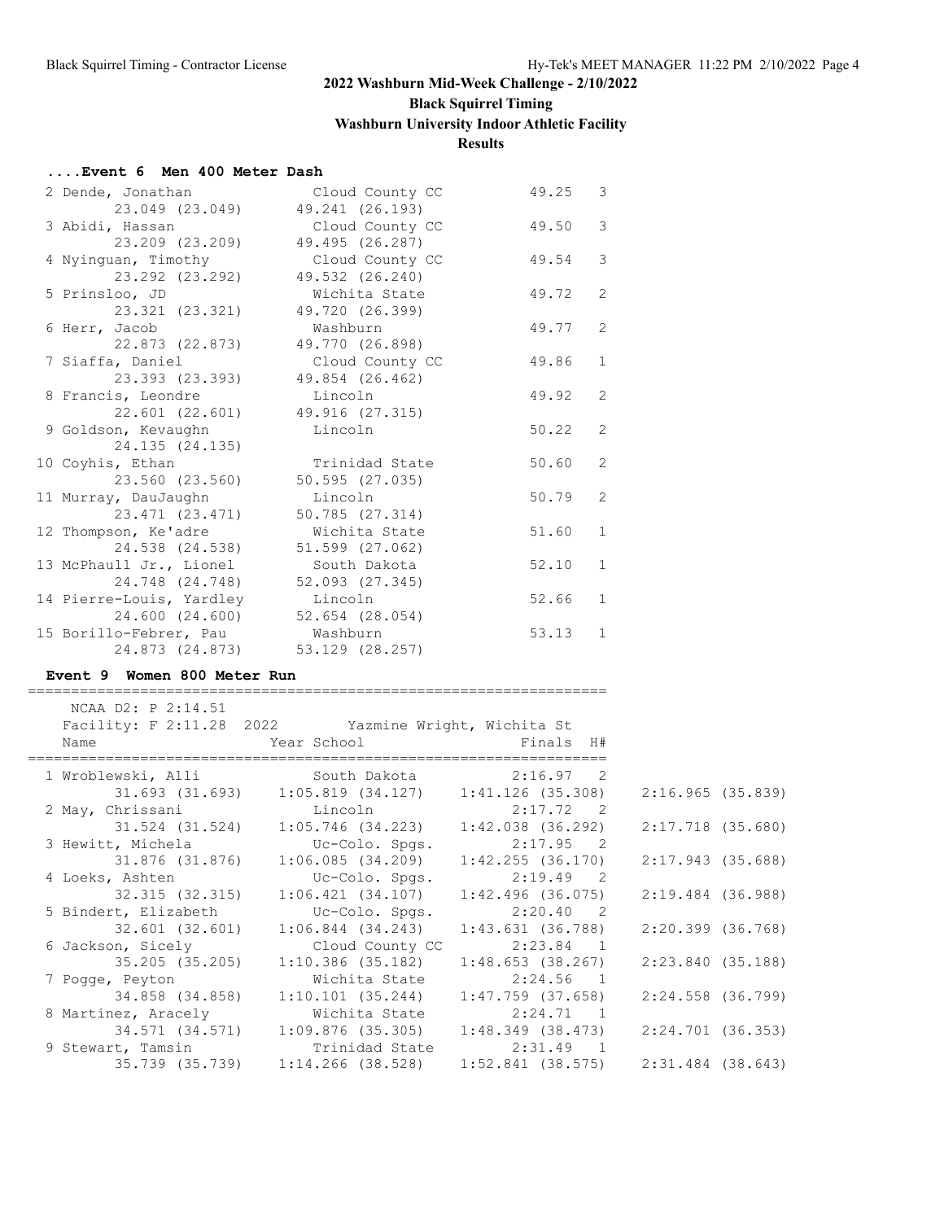## 2022 Washburn Mid-Week Challenge - 2/10/2022

**Black Squirrel Timing**

**Washburn University Indoor Athletic Facility**

**Results**

### ....Event 6 Men 400 Meter Dash

| Place | Name | School | Finals | H# | Split 1 | Split 2 |
|---|---|---|---|---|---|---|
| 2 | Dende, Jonathan | Cloud County CC | 49.25 | 3 | 23.049 (23.049) | 49.241 (26.193) |
| 3 | Abidi, Hassan | Cloud County CC | 49.50 | 3 | 23.209 (23.209) | 49.495 (26.287) |
| 4 | Nyinguan, Timothy | Cloud County CC | 49.54 | 3 | 23.292 (23.292) | 49.532 (26.240) |
| 5 | Prinsloo, JD | Wichita State | 49.72 | 2 | 23.321 (23.321) | 49.720 (26.399) |
| 6 | Herr, Jacob | Washburn | 49.77 | 2 | 22.873 (22.873) | 49.770 (26.898) |
| 7 | Siaffa, Daniel | Cloud County CC | 49.86 | 1 | 23.393 (23.393) | 49.854 (26.462) |
| 8 | Francis, Leondre | Lincoln | 49.92 | 2 | 22.601 (22.601) | 49.916 (27.315) |
| 9 | Goldson, Kevaughn | Lincoln | 50.22 | 2 | 24.135 (24.135) | |
| 10 | Coyhis, Ethan | Trinidad State | 50.60 | 2 | 23.560 (23.560) | 50.595 (27.035) |
| 11 | Murray, DauJaughn | Lincoln | 50.79 | 2 | 23.471 (23.471) | 50.785 (27.314) |
| 12 | Thompson, Ke'adre | Wichita State | 51.60 | 1 | 24.538 (24.538) | 51.599 (27.062) |
| 13 | McPhaull Jr., Lionel | South Dakota | 52.10 | 1 | 24.748 (24.748) | 52.093 (27.345) |
| 14 | Pierre-Louis, Yardley | Lincoln | 52.66 | 1 | 24.600 (24.600) | 52.654 (28.054) |
| 15 | Borillo-Febrer, Pau | Washburn | 53.13 | 1 | 24.873 (24.873) | 53.129 (28.257) |

### Event 9 Women 800 Meter Run

NCAA D2: P 2:14.51
Facility: F 2:11.28 2022 Yazmine Wright, Wichita St

| Place | Name | Year School | Finals | H# | Split 1 | Split 2 | Split 3 | Split 4 |
|---|---|---|---|---|---|---|---|---|
| 1 | Wroblewski, Alli | South Dakota | 2:16.97 | 2 | 31.693 (31.693) | 1:05.819 (34.127) | 1:41.126 (35.308) | 2:16.965 (35.839) |
| 2 | May, Chrissani | Lincoln | 2:17.72 | 2 | 31.524 (31.524) | 1:05.746 (34.223) | 1:42.038 (36.292) | 2:17.718 (35.680) |
| 3 | Hewitt, Michela | Uc-Colo. Spgs. | 2:17.95 | 2 | 31.876 (31.876) | 1:06.085 (34.209) | 1:42.255 (36.170) | 2:17.943 (35.688) |
| 4 | Loeks, Ashten | Uc-Colo. Spgs. | 2:19.49 | 2 | 32.315 (32.315) | 1:06.421 (34.107) | 1:42.496 (36.075) | 2:19.484 (36.988) |
| 5 | Bindert, Elizabeth | Uc-Colo. Spgs. | 2:20.40 | 2 | 32.601 (32.601) | 1:06.844 (34.243) | 1:43.631 (36.788) | 2:20.399 (36.768) |
| 6 | Jackson, Sicely | Cloud County CC | 2:23.84 | 1 | 35.205 (35.205) | 1:10.386 (35.182) | 1:48.653 (38.267) | 2:23.840 (35.188) |
| 7 | Pogge, Peyton | Wichita State | 2:24.56 | 1 | 34.858 (34.858) | 1:10.101 (35.244) | 1:47.759 (37.658) | 2:24.558 (36.799) |
| 8 | Martinez, Aracely | Wichita State | 2:24.71 | 1 | 34.571 (34.571) | 1:09.876 (35.305) | 1:48.349 (38.473) | 2:24.701 (36.353) |
| 9 | Stewart, Tamsin | Trinidad State | 2:31.49 | 1 | 35.739 (35.739) | 1:14.266 (38.528) | 1:52.841 (38.575) | 2:31.484 (38.643) |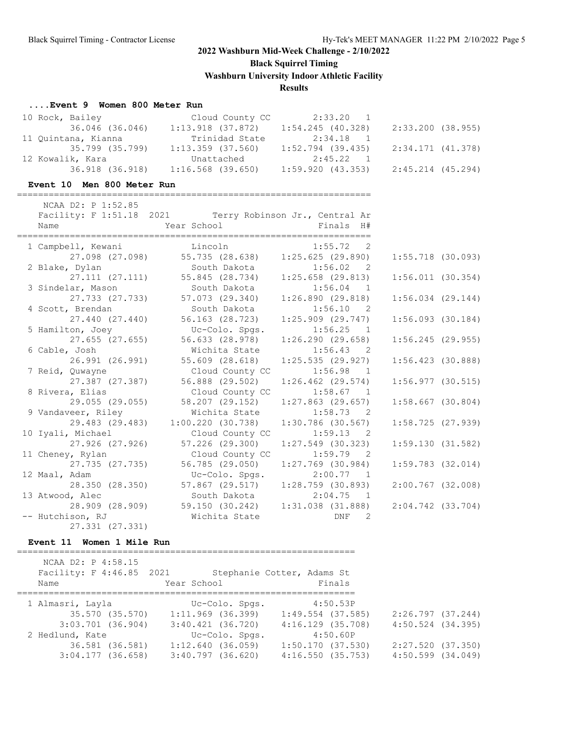## 2022 Washburn Mid-Week Challenge - 2/10/2022

**Black Squirrel Timing**

**Washburn University Indoor Athletic Facility**

**Results**

### ....Event 9 Women 800 Meter Run

| Place | Name | Year | School | Finals | H# |
|---|---|---|---|---|---|
| 10 | Rock, Bailey | | Cloud County CC | 2:33.20 | 1 |
| | 36.046 (36.046) | 1:13.918 (37.872) | 1:54.245 (40.328) | 2:33.200 (38.955) | |
| 11 | Quintana, Kianna | | Trinidad State | 2:34.18 | 1 |
| | 35.799 (35.799) | 1:13.359 (37.560) | 1:52.794 (39.435) | 2:34.171 (41.378) | |
| 12 | Kowalik, Kara | | Unattached | 2:45.22 | 1 |
| | 36.918 (36.918) | 1:16.568 (39.650) | 1:59.920 (43.353) | 2:45.214 (45.294) | |

### Event 10 Men 800 Meter Run

NCAA D2: P 1:52.85
Facility: F 1:51.18 2021 Terry Robinson Jr., Central Ar

| Place | Name | Year | School | Finals | H# |
|---|---|---|---|---|---|
| 1 | Campbell, Kewani | | Lincoln | 1:55.72 | 2 |
| | 27.098 (27.098) | 55.735 (28.638) | 1:25.625 (29.890) | 1:55.718 (30.093) | |
| 2 | Blake, Dylan | | South Dakota | 1:56.02 | 2 |
| | 27.111 (27.111) | 55.845 (28.734) | 1:25.658 (29.813) | 1:56.011 (30.354) | |
| 3 | Sindelar, Mason | | South Dakota | 1:56.04 | 1 |
| | 27.733 (27.733) | 57.073 (29.340) | 1:26.890 (29.818) | 1:56.034 (29.144) | |
| 4 | Scott, Brendan | | South Dakota | 1:56.10 | 2 |
| | 27.440 (27.440) | 56.163 (28.723) | 1:25.909 (29.747) | 1:56.093 (30.184) | |
| 5 | Hamilton, Joey | | Uc-Colo. Spgs. | 1:56.25 | 1 |
| | 27.655 (27.655) | 56.633 (28.978) | 1:26.290 (29.658) | 1:56.245 (29.955) | |
| 6 | Cable, Josh | | Wichita State | 1:56.43 | 2 |
| | 26.991 (26.991) | 55.609 (28.618) | 1:25.535 (29.927) | 1:56.423 (30.888) | |
| 7 | Reid, Quwayne | | Cloud County CC | 1:56.98 | 1 |
| | 27.387 (27.387) | 56.888 (29.502) | 1:26.462 (29.574) | 1:56.977 (30.515) | |
| 8 | Rivera, Elias | | Cloud County CC | 1:58.67 | 1 |
| | 29.055 (29.055) | 58.207 (29.152) | 1:27.863 (29.657) | 1:58.667 (30.804) | |
| 9 | Vandaveer, Riley | | Wichita State | 1:58.73 | 2 |
| | 29.483 (29.483) | 1:00.220 (30.738) | 1:30.786 (30.567) | 1:58.725 (27.939) | |
| 10 | Iyali, Michael | | Cloud County CC | 1:59.13 | 2 |
| | 27.926 (27.926) | 57.226 (29.300) | 1:27.549 (30.323) | 1:59.130 (31.582) | |
| 11 | Cheney, Rylan | | Cloud County CC | 1:59.79 | 2 |
| | 27.735 (27.735) | 56.785 (29.050) | 1:27.769 (30.984) | 1:59.783 (32.014) | |
| 12 | Maal, Adam | | Uc-Colo. Spgs. | 2:00.77 | 1 |
| | 28.350 (28.350) | 57.867 (29.517) | 1:28.759 (30.893) | 2:00.767 (32.008) | |
| 13 | Atwood, Alec | | South Dakota | 2:04.75 | 1 |
| | 28.909 (28.909) | 59.150 (30.242) | 1:31.038 (31.888) | 2:04.742 (33.704) | |
| -- | Hutchison, RJ | | Wichita State | DNF | 2 |
| | 27.331 (27.331) | | | | |

### Event 11 Women 1 Mile Run

NCAA D2: P 4:58.15
Facility: F 4:46.85 2021 Stephanie Cotter, Adams St

| Place | Name | Year | School | Finals |
|---|---|---|---|---|
| 1 | Almasri, Layla | | Uc-Colo. Spgs. | 4:50.53P |
| | 35.570 (35.570) | 1:11.969 (36.399) | 1:49.554 (37.585) | 2:26.797 (37.244) |
| | 3:03.701 (36.904) | 3:40.421 (36.720) | 4:16.129 (35.708) | 4:50.524 (34.395) |
| 2 | Hedlund, Kate | | Uc-Colo. Spgs. | 4:50.60P |
| | 36.581 (36.581) | 1:12.640 (36.059) | 1:50.170 (37.530) | 2:27.520 (37.350) |
| | 3:04.177 (36.658) | 3:40.797 (36.620) | 4:16.550 (35.753) | 4:50.599 (34.049) |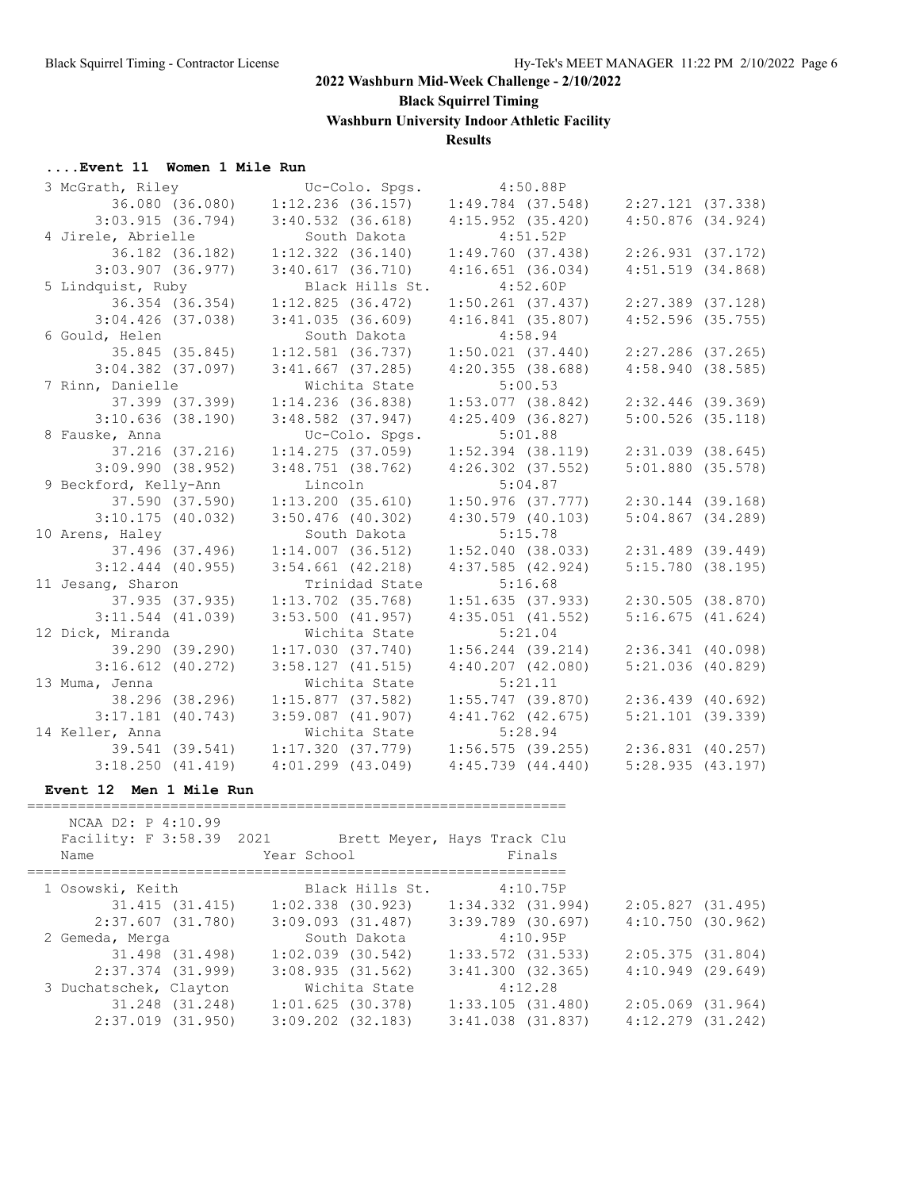## 2022 Washburn Mid-Week Challenge - 2/10/2022

**Black Squirrel Timing**

**Washburn University Indoor Athletic Facility**

**Results**

### ....Event 11 Women 1 Mile Run

```
  3 McGrath, Riley             Uc-Colo. Spgs.          4:50.88P
         36.080 (36.080)    1:12.236 (36.157)    1:49.784 (37.548)    2:27.121 (37.338)
       3:03.915 (36.794)    3:40.532 (36.618)    4:15.952 (35.420)    4:50.876 (34.924)
  4 Jirele, Abrielle           South Dakota            4:51.52P
         36.182 (36.182)    1:12.322 (36.140)    1:49.760 (37.438)    2:26.931 (37.172)
       3:03.907 (36.977)    3:40.617 (36.710)    4:16.651 (36.034)    4:51.519 (34.868)
  5 Lindquist, Ruby            Black Hills St.         4:52.60P
         36.354 (36.354)    1:12.825 (36.472)    1:50.261 (37.437)    2:27.389 (37.128)
       3:04.426 (37.038)    3:41.035 (36.609)    4:16.841 (35.807)    4:52.596 (35.755)
  6 Gould, Helen               South Dakota            4:58.94
         35.845 (35.845)    1:12.581 (36.737)    1:50.021 (37.440)    2:27.286 (37.265)
       3:04.382 (37.097)    3:41.667 (37.285)    4:20.355 (38.688)    4:58.940 (38.585)
  7 Rinn, Danielle             Wichita State           5:00.53
         37.399 (37.399)    1:14.236 (36.838)    1:53.077 (38.842)    2:32.446 (39.369)
       3:10.636 (38.190)    3:48.582 (37.947)    4:25.409 (36.827)    5:00.526 (35.118)
  8 Fauske, Anna               Uc-Colo. Spgs.          5:01.88
         37.216 (37.216)    1:14.275 (37.059)    1:52.394 (38.119)    2:31.039 (38.645)
       3:09.990 (38.952)    3:48.751 (38.762)    4:26.302 (37.552)    5:01.880 (35.578)
  9 Beckford, Kelly-Ann        Lincoln                 5:04.87
         37.590 (37.590)    1:13.200 (35.610)    1:50.976 (37.777)    2:30.144 (39.168)
       3:10.175 (40.032)    3:50.476 (40.302)    4:30.579 (40.103)    5:04.867 (34.289)
 10 Arens, Haley               South Dakota            5:15.78
         37.496 (37.496)    1:14.007 (36.512)    1:52.040 (38.033)    2:31.489 (39.449)
       3:12.444 (40.955)    3:54.661 (42.218)    4:37.585 (42.924)    5:15.780 (38.195)
 11 Jesang, Sharon             Trinidad State          5:16.68
         37.935 (37.935)    1:13.702 (35.768)    1:51.635 (37.933)    2:30.505 (38.870)
       3:11.544 (41.039)    3:53.500 (41.957)    4:35.051 (41.552)    5:16.675 (41.624)
 12 Dick, Miranda              Wichita State           5:21.04
         39.290 (39.290)    1:17.030 (37.740)    1:56.244 (39.214)    2:36.341 (40.098)
       3:16.612 (40.272)    3:58.127 (41.515)    4:40.207 (42.080)    5:21.036 (40.829)
 13 Muma, Jenna                Wichita State           5:21.11
         38.296 (38.296)    1:15.877 (37.582)    1:55.747 (39.870)    2:36.439 (40.692)
       3:17.181 (40.743)    3:59.087 (41.907)    4:41.762 (42.675)    5:21.101 (39.339)
 14 Keller, Anna               Wichita State           5:28.94
         39.541 (39.541)    1:17.320 (37.779)    1:56.575 (39.255)    2:36.831 (40.257)
       3:18.250 (41.419)    4:01.299 (43.049)    4:45.739 (44.440)    5:28.935 (43.197)
```

### Event 12 Men 1 Mile Run

```
=================================================================
   NCAA D2: P 4:10.99
   Facility: F 3:58.39  2021        Brett Meyer, Hays Track Clu
   Name                    Year School                  Finals
=================================================================
  1 Osowski, Keith             Black Hills St.         4:10.75P
         31.415 (31.415)    1:02.338 (30.923)    1:34.332 (31.994)    2:05.827 (31.495)
       2:37.607 (31.780)    3:09.093 (31.487)    3:39.789 (30.697)    4:10.750 (30.962)
  2 Gemeda, Merga              South Dakota            4:10.95P
         31.498 (31.498)    1:02.039 (30.542)    1:33.572 (31.533)    2:05.375 (31.804)
       2:37.374 (31.999)    3:08.935 (31.562)    3:41.300 (32.365)    4:10.949 (29.649)
  3 Duchatschek, Clayton       Wichita State           4:12.28
         31.248 (31.248)    1:01.625 (30.378)    1:33.105 (31.480)    2:05.069 (31.964)
       2:37.019 (31.950)    3:09.202 (32.183)    3:41.038 (31.837)    4:12.279 (31.242)
```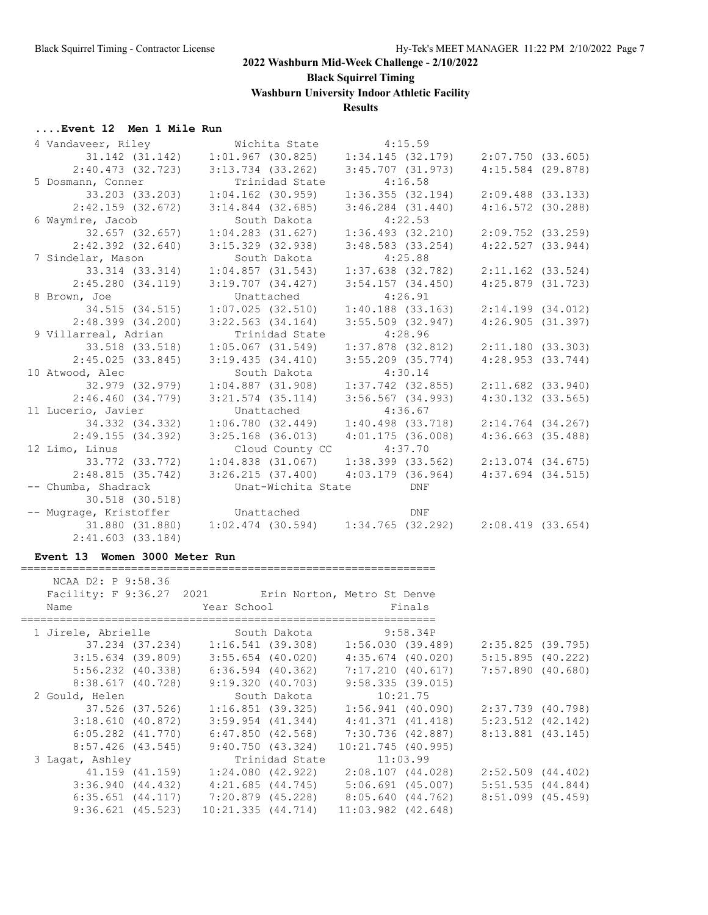# 2022 Washburn Mid-Week Challenge - 2/10/2022

**Black Squirrel Timing**

**Washburn University Indoor Athletic Facility**

**Results**

### ....Event 12 Men 1 Mile Run

```
  4 Vandaveer, Riley             Wichita State           4:15.59  
         31.142 (31.142)    1:01.967 (30.825)    1:34.145 (32.179)    2:07.750 (33.605)
       2:40.473 (32.723)    3:13.734 (33.262)    3:45.707 (31.973)    4:15.584 (29.878)
  5 Dosmann, Conner              Trinidad State          4:16.58  
         33.203 (33.203)    1:04.162 (30.959)    1:36.355 (32.194)    2:09.488 (33.133)
       2:42.159 (32.672)    3:14.844 (32.685)    3:46.284 (31.440)    4:16.572 (30.288)
  6 Waymire, Jacob               South Dakota            4:22.53  
         32.657 (32.657)    1:04.283 (31.627)    1:36.493 (32.210)    2:09.752 (33.259)
       2:42.392 (32.640)    3:15.329 (32.938)    3:48.583 (33.254)    4:22.527 (33.944)
  7 Sindelar, Mason              South Dakota            4:25.88  
         33.314 (33.314)    1:04.857 (31.543)    1:37.638 (32.782)    2:11.162 (33.524)
       2:45.280 (34.119)    3:19.707 (34.427)    3:54.157 (34.450)    4:25.879 (31.723)
  8 Brown, Joe                   Unattached              4:26.91  
         34.515 (34.515)    1:07.025 (32.510)    1:40.188 (33.163)    2:14.199 (34.012)
       2:48.399 (34.200)    3:22.563 (34.164)    3:55.509 (32.947)    4:26.905 (31.397)
  9 Villarreal, Adrian           Trinidad State          4:28.96  
         33.518 (33.518)    1:05.067 (31.549)    1:37.878 (32.812)    2:11.180 (33.303)
       2:45.025 (33.845)    3:19.435 (34.410)    3:55.209 (35.774)    4:28.953 (33.744)
 10 Atwood, Alec                 South Dakota            4:30.14  
         32.979 (32.979)    1:04.887 (31.908)    1:37.742 (32.855)    2:11.682 (33.940)
       2:46.460 (34.779)    3:21.574 (35.114)    3:56.567 (34.993)    4:30.132 (33.565)
 11 Lucerio, Javier              Unattached              4:36.67  
         34.332 (34.332)    1:06.780 (32.449)    1:40.498 (33.718)    2:14.764 (34.267)
       2:49.155 (34.392)    3:25.168 (36.013)    4:01.175 (36.008)    4:36.663 (35.488)
 12 Limo, Linus                  Cloud County CC         4:37.70  
         33.772 (33.772)    1:04.838 (31.067)    1:38.399 (33.562)    2:13.074 (34.675)
       2:48.815 (35.742)    3:26.215 (37.400)    4:03.179 (36.964)    4:37.694 (34.515)
 -- Chumba, Shadrack             Unat-Wichita State          DNF  
         30.518 (30.518)
 -- Mugrage, Kristoffer          Unattached                  DNF  
         31.880 (31.880)    1:02.474 (30.594)    1:34.765 (32.292)    2:08.419 (33.654)
       2:41.603 (33.184)
```

### Event 13 Women 3000 Meter Run

```
=================================================================
    NCAA D2: P 9:58.36
   Facility: F 9:36.27  2021        Erin Norton, Metro St Denve
    Name                    Year School                  Finals
=================================================================
  1 Jirele, Abrielle             South Dakota            9:58.34P 
         37.234 (37.234)    1:16.541 (39.308)    1:56.030 (39.489)    2:35.825 (39.795)
       3:15.634 (39.809)    3:55.654 (40.020)    4:35.674 (40.020)    5:15.895 (40.222)
       5:56.232 (40.338)    6:36.594 (40.362)    7:17.210 (40.617)    7:57.890 (40.680)
       8:38.617 (40.728)    9:19.320 (40.703)    9:58.335 (39.015)
  2 Gould, Helen                 South Dakota           10:21.75  
         37.526 (37.526)    1:16.851 (39.325)    1:56.941 (40.090)    2:37.739 (40.798)
       3:18.610 (40.872)    3:59.954 (41.344)    4:41.371 (41.418)    5:23.512 (42.142)
       6:05.282 (41.770)    6:47.850 (42.568)    7:30.736 (42.887)    8:13.881 (43.145)
       8:57.426 (43.545)    9:40.750 (43.324)   10:21.745 (40.995)
  3 Lagat, Ashley                Trinidad State         11:03.99  
         41.159 (41.159)    1:24.080 (42.922)    2:08.107 (44.028)    2:52.509 (44.402)
       3:36.940 (44.432)    4:21.685 (44.745)    5:06.691 (45.007)    5:51.535 (44.844)
       6:35.651 (44.117)    7:20.879 (45.228)    8:05.640 (44.762)    8:51.099 (45.459)
       9:36.621 (45.523)   10:21.335 (44.714)   11:03.982 (42.648)
```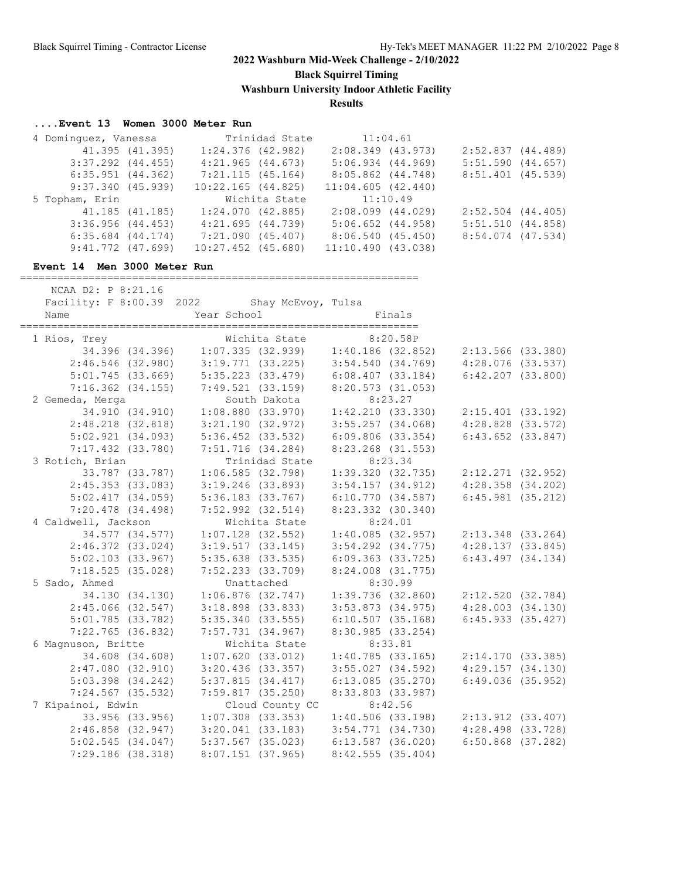## 2022 Washburn Mid-Week Challenge - 2/10/2022

**Black Squirrel Timing**

**Washburn University Indoor Athletic Facility**

**Results**

### ....Event 13 Women 3000 Meter Run

| Place | Name | School | Finals | | | | |
|---|---|---|---|---|---|---|---|
| 4 | Dominguez, Vanessa | Trinidad State | 11:04.61 | | | | |
| | 41.395 (41.395) | 1:24.376 (42.982) | 2:08.349 (43.973) | 2:52.837 (44.489) | | | |
| | 3:37.292 (44.455) | 4:21.965 (44.673) | 5:06.934 (44.969) | 5:51.590 (44.657) | | | |
| | 6:35.951 (44.362) | 7:21.115 (45.164) | 8:05.862 (44.748) | 8:51.401 (45.539) | | | |
| | 9:37.340 (45.939) | 10:22.165 (44.825) | 11:04.605 (42.440) | | | | |
| 5 | Topham, Erin | Wichita State | 11:10.49 | | | | |
| | 41.185 (41.185) | 1:24.070 (42.885) | 2:08.099 (44.029) | 2:52.504 (44.405) | | | |
| | 3:36.956 (44.453) | 4:21.695 (44.739) | 5:06.652 (44.958) | 5:51.510 (44.858) | | | |
| | 6:35.684 (44.174) | 7:21.090 (45.407) | 8:06.540 (45.450) | 8:54.074 (47.534) | | | |
| | 9:41.772 (47.699) | 10:27.452 (45.680) | 11:10.490 (43.038) | | | | |

### Event 14 Men 3000 Meter Run

NCAA D2: P 8:21.16

Facility: F 8:00.39 2022 Shay McEvoy, Tulsa

| Place | Name | Year School | Finals | |
|---|---|---|---|---|
| 1 | Rios, Trey | Wichita State | 8:20.58P | |
| | 34.396 (34.396) | 1:07.335 (32.939) | 1:40.186 (32.852) | 2:13.566 (33.380) |
| | 2:46.546 (32.980) | 3:19.771 (33.225) | 3:54.540 (34.769) | 4:28.076 (33.537) |
| | 5:01.745 (33.669) | 5:35.223 (33.479) | 6:08.407 (33.184) | 6:42.207 (33.800) |
| | 7:16.362 (34.155) | 7:49.521 (33.159) | 8:20.573 (31.053) | |
| 2 | Gemeda, Merga | South Dakota | 8:23.27 | |
| | 34.910 (34.910) | 1:08.880 (33.970) | 1:42.210 (33.330) | 2:15.401 (33.192) |
| | 2:48.218 (32.818) | 3:21.190 (32.972) | 3:55.257 (34.068) | 4:28.828 (33.572) |
| | 5:02.921 (34.093) | 5:36.452 (33.532) | 6:09.806 (33.354) | 6:43.652 (33.847) |
| | 7:17.432 (33.780) | 7:51.716 (34.284) | 8:23.268 (31.553) | |
| 3 | Rotich, Brian | Trinidad State | 8:23.34 | |
| | 33.787 (33.787) | 1:06.585 (32.798) | 1:39.320 (32.735) | 2:12.271 (32.952) |
| | 2:45.353 (33.083) | 3:19.246 (33.893) | 3:54.157 (34.912) | 4:28.358 (34.202) |
| | 5:02.417 (34.059) | 5:36.183 (33.767) | 6:10.770 (34.587) | 6:45.981 (35.212) |
| | 7:20.478 (34.498) | 7:52.992 (32.514) | 8:23.332 (30.340) | |
| 4 | Caldwell, Jackson | Wichita State | 8:24.01 | |
| | 34.577 (34.577) | 1:07.128 (32.552) | 1:40.085 (32.957) | 2:13.348 (33.264) |
| | 2:46.372 (33.024) | 3:19.517 (33.145) | 3:54.292 (34.775) | 4:28.137 (33.845) |
| | 5:02.103 (33.967) | 5:35.638 (33.535) | 6:09.363 (33.725) | 6:43.497 (34.134) |
| | 7:18.525 (35.028) | 7:52.233 (33.709) | 8:24.008 (31.775) | |
| 5 | Sado, Ahmed | Unattached | 8:30.99 | |
| | 34.130 (34.130) | 1:06.876 (32.747) | 1:39.736 (32.860) | 2:12.520 (32.784) |
| | 2:45.066 (32.547) | 3:18.898 (33.833) | 3:53.873 (34.975) | 4:28.003 (34.130) |
| | 5:01.785 (33.782) | 5:35.340 (33.555) | 6:10.507 (35.168) | 6:45.933 (35.427) |
| | 7:22.765 (36.832) | 7:57.731 (34.967) | 8:30.985 (33.254) | |
| 6 | Magnuson, Britte | Wichita State | 8:33.81 | |
| | 34.608 (34.608) | 1:07.620 (33.012) | 1:40.785 (33.165) | 2:14.170 (33.385) |
| | 2:47.080 (32.910) | 3:20.436 (33.357) | 3:55.027 (34.592) | 4:29.157 (34.130) |
| | 5:03.398 (34.242) | 5:37.815 (34.417) | 6:13.085 (35.270) | 6:49.036 (35.952) |
| | 7:24.567 (35.532) | 7:59.817 (35.250) | 8:33.803 (33.987) | |
| 7 | Kipainoi, Edwin | Cloud County CC | 8:42.56 | |
| | 33.956 (33.956) | 1:07.308 (33.353) | 1:40.506 (33.198) | 2:13.912 (33.407) |
| | 2:46.858 (32.947) | 3:20.041 (33.183) | 3:54.771 (34.730) | 4:28.498 (33.728) |
| | 5:02.545 (34.047) | 5:37.567 (35.023) | 6:13.587 (36.020) | 6:50.868 (37.282) |
| | 7:29.186 (38.318) | 8:07.151 (37.965) | 8:42.555 (35.404) | |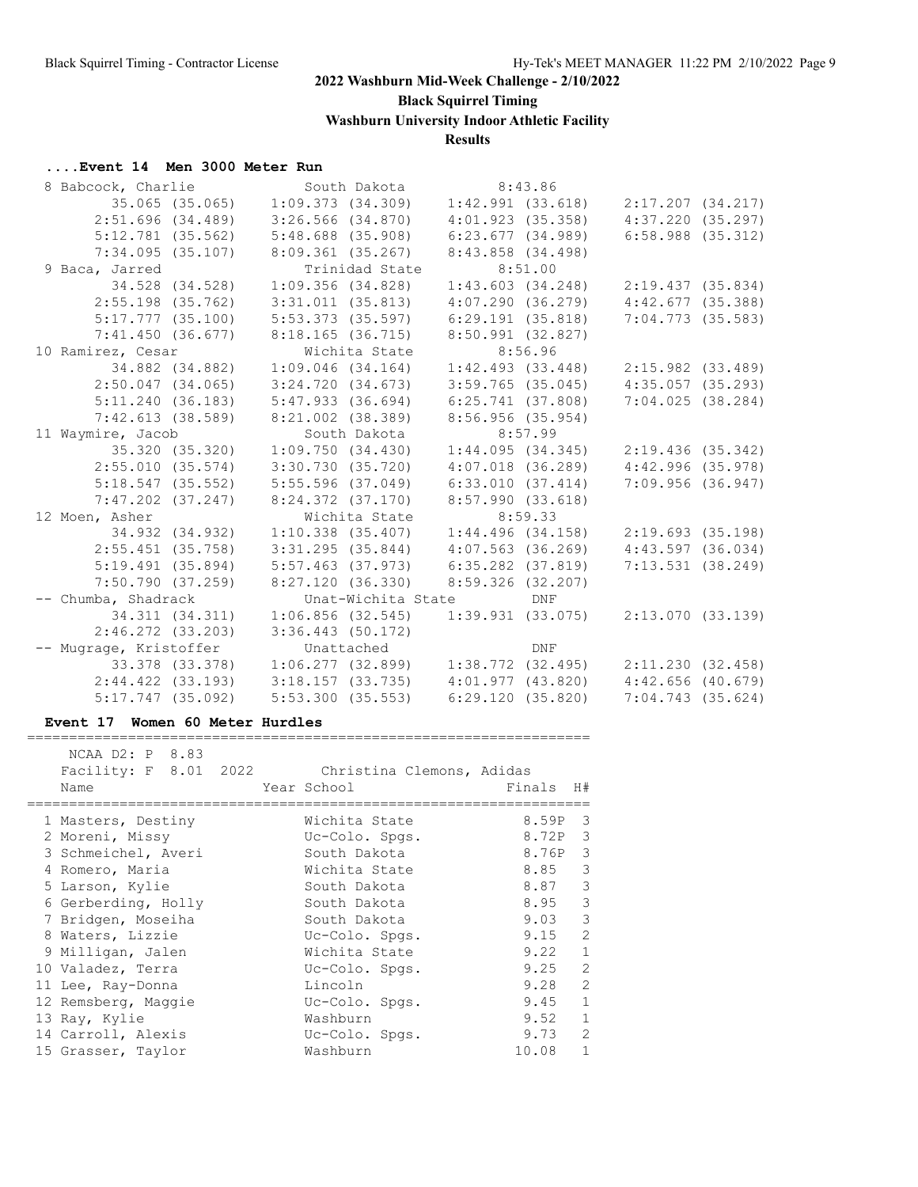## 2022 Washburn Mid-Week Challenge - 2/10/2022

**Black Squirrel Timing**

**Washburn University Indoor Athletic Facility**

**Results**

### ....Event 14 Men 3000 Meter Run

```
  8 Babcock, Charlie           South Dakota            8:43.86  
         35.065 (35.065)    1:09.373 (34.309)    1:42.991 (33.618)    2:17.207 (34.217)
       2:51.696 (34.489)    3:26.566 (34.870)    4:01.923 (35.358)    4:37.220 (35.297)
       5:12.781 (35.562)    5:48.688 (35.908)    6:23.677 (34.989)    6:58.988 (35.312)
       7:34.095 (35.107)    8:09.361 (35.267)    8:43.858 (34.498)
  9 Baca, Jarred               Trinidad State          8:51.00  
         34.528 (34.528)    1:09.356 (34.828)    1:43.603 (34.248)    2:19.437 (35.834)
       2:55.198 (35.762)    3:31.011 (35.813)    4:07.290 (36.279)    4:42.677 (35.388)
       5:17.777 (35.100)    5:53.373 (35.597)    6:29.191 (35.818)    7:04.773 (35.583)
       7:41.450 (36.677)    8:18.165 (36.715)    8:50.991 (32.827)
 10 Ramirez, Cesar             Wichita State           8:56.96  
         34.882 (34.882)    1:09.046 (34.164)    1:42.493 (33.448)    2:15.982 (33.489)
       2:50.047 (34.065)    3:24.720 (34.673)    3:59.765 (35.045)    4:35.057 (35.293)
       5:11.240 (36.183)    5:47.933 (36.694)    6:25.741 (37.808)    7:04.025 (38.284)
       7:42.613 (38.589)    8:21.002 (38.389)    8:56.956 (35.954)
 11 Waymire, Jacob             South Dakota            8:57.99  
         35.320 (35.320)    1:09.750 (34.430)    1:44.095 (34.345)    2:19.436 (35.342)
       2:55.010 (35.574)    3:30.730 (35.720)    4:07.018 (36.289)    4:42.996 (35.978)
       5:18.547 (35.552)    5:55.596 (37.049)    6:33.010 (37.414)    7:09.956 (36.947)
       7:47.202 (37.247)    8:24.372 (37.170)    8:57.990 (33.618)
 12 Moen, Asher                Wichita State           8:59.33  
         34.932 (34.932)    1:10.338 (35.407)    1:44.496 (34.158)    2:19.693 (35.198)
       2:55.451 (35.758)    3:31.295 (35.844)    4:07.563 (36.269)    4:43.597 (36.034)
       5:19.491 (35.894)    5:57.463 (37.973)    6:35.282 (37.819)    7:13.531 (38.249)
       7:50.790 (37.259)    8:27.120 (36.330)    8:59.326 (32.207)
 -- Chumba, Shadrack           Unat-Wichita State          DNF  
         34.311 (34.311)    1:06.856 (32.545)    1:39.931 (33.075)    2:13.070 (33.139)
       2:46.272 (33.203)    3:36.443 (50.172)
 -- Mugrage, Kristoffer        Unattached                  DNF  
         33.378 (33.378)    1:06.277 (32.899)    1:38.772 (32.495)    2:11.230 (32.458)
       2:44.422 (33.193)    3:18.157 (33.735)    4:01.977 (43.820)    4:42.656 (40.679)
       5:17.747 (35.092)    5:53.300 (35.553)    6:29.120 (35.820)    7:04.743 (35.624)
```

### Event 17 Women 60 Meter Hurdles

NCAA D2: P 8.83
Facility: F 8.01 2022 Christina Clemons, Adidas

| Name | Year | School | Finals | H# |
|---|---|---|---|---|
| 1 Masters, Destiny | | Wichita State | 8.59P | 3 |
| 2 Moreni, Missy | | Uc-Colo. Spgs. | 8.72P | 3 |
| 3 Schmeichel, Averi | | South Dakota | 8.76P | 3 |
| 4 Romero, Maria | | Wichita State | 8.85 | 3 |
| 5 Larson, Kylie | | South Dakota | 8.87 | 3 |
| 6 Gerberding, Holly | | South Dakota | 8.95 | 3 |
| 7 Bridgen, Moseiha | | South Dakota | 9.03 | 3 |
| 8 Waters, Lizzie | | Uc-Colo. Spgs. | 9.15 | 2 |
| 9 Milligan, Jalen | | Wichita State | 9.22 | 1 |
| 10 Valadez, Terra | | Uc-Colo. Spgs. | 9.25 | 2 |
| 11 Lee, Ray-Donna | | Lincoln | 9.28 | 2 |
| 12 Remsberg, Maggie | | Uc-Colo. Spgs. | 9.45 | 1 |
| 13 Ray, Kylie | | Washburn | 9.52 | 1 |
| 14 Carroll, Alexis | | Uc-Colo. Spgs. | 9.73 | 2 |
| 15 Grasser, Taylor | | Washburn | 10.08 | 1 |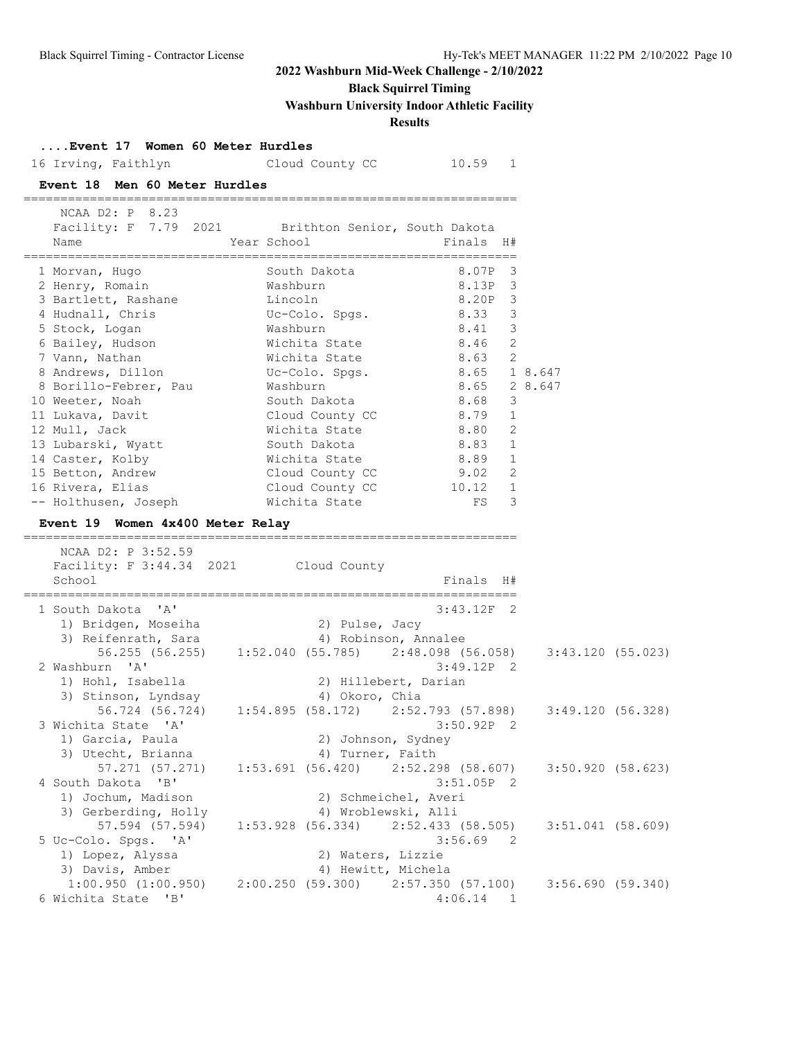## 2022 Washburn Mid-Week Challenge - 2/10/2022

**Black Squirrel Timing**

**Washburn University Indoor Athletic Facility**

**Results**

### ....Event 17 Women 60 Meter Hurdles

| Place | Name | Year School | Finals | H# |
|---|---|---|---|---|
| 16 | Irving, Faithlyn | Cloud County CC | 10.59 | 1 |

### Event 18 Men 60 Meter Hurdles

NCAA D2: P 8.23
Facility: F 7.79 2021 Brithton Senior, South Dakota

| Place | Name | Year School | Finals | H# | |
|---|---|---|---|---|---|
| 1 | Morvan, Hugo | South Dakota | 8.07P | 3 | |
| 2 | Henry, Romain | Washburn | 8.13P | 3 | |
| 3 | Bartlett, Rashane | Lincoln | 8.20P | 3 | |
| 4 | Hudnall, Chris | Uc-Colo. Spgs. | 8.33 | 3 | |
| 5 | Stock, Logan | Washburn | 8.41 | 3 | |
| 6 | Bailey, Hudson | Wichita State | 8.46 | 2 | |
| 7 | Vann, Nathan | Wichita State | 8.63 | 2 | |
| 8 | Andrews, Dillon | Uc-Colo. Spgs. | 8.65 | 1 | 8.647 |
| 8 | Borillo-Febrer, Pau | Washburn | 8.65 | 2 | 8.647 |
| 10 | Weeter, Noah | South Dakota | 8.68 | 3 | |
| 11 | Lukava, Davit | Cloud County CC | 8.79 | 1 | |
| 12 | Mull, Jack | Wichita State | 8.80 | 2 | |
| 13 | Lubarski, Wyatt | South Dakota | 8.83 | 1 | |
| 14 | Caster, Kolby | Wichita State | 8.89 | 1 | |
| 15 | Betton, Andrew | Cloud County CC | 9.02 | 2 | |
| 16 | Rivera, Elias | Cloud County CC | 10.12 | 1 | |
| -- | Holthusen, Joseph | Wichita State | FS | 3 | |

### Event 19 Women 4x400 Meter Relay

NCAA D2: P 3:52.59
Facility: F 3:44.34 2021 Cloud County

| Place | School | Finals | H# |
|---|---|---|---|
| 1 | South Dakota 'A' | 3:43.12F | 2 |
| | 1) Bridgen, Moseiha 2) Pulse, Jacy 3) Reifenrath, Sara 4) Robinson, Annalee | | |
| | 56.255 (56.255) 1:52.040 (55.785) 2:48.098 (56.058) 3:43.120 (55.023) | | |
| 2 | Washburn 'A' | 3:49.12P | 2 |
| | 1) Hohl, Isabella 2) Hillebert, Darian 3) Stinson, Lyndsay 4) Okoro, Chia | | |
| | 56.724 (56.724) 1:54.895 (58.172) 2:52.793 (57.898) 3:49.120 (56.328) | | |
| 3 | Wichita State 'A' | 3:50.92P | 2 |
| | 1) Garcia, Paula 2) Johnson, Sydney 3) Utecht, Brianna 4) Turner, Faith | | |
| | 57.271 (57.271) 1:53.691 (56.420) 2:52.298 (58.607) 3:50.920 (58.623) | | |
| 4 | South Dakota 'B' | 3:51.05P | 2 |
| | 1) Jochum, Madison 2) Schmeichel, Averi 3) Gerberding, Holly 4) Wroblewski, Alli | | |
| | 57.594 (57.594) 1:53.928 (56.334) 2:52.433 (58.505) 3:51.041 (58.609) | | |
| 5 | Uc-Colo. Spgs. 'A' | 3:56.69 | 2 |
| | 1) Lopez, Alyssa 2) Waters, Lizzie 3) Davis, Amber 4) Hewitt, Michela | | |
| | 1:00.950 (1:00.950) 2:00.250 (59.300) 2:57.350 (57.100) 3:56.690 (59.340) | | |
| 6 | Wichita State 'B' | 4:06.14 | 1 |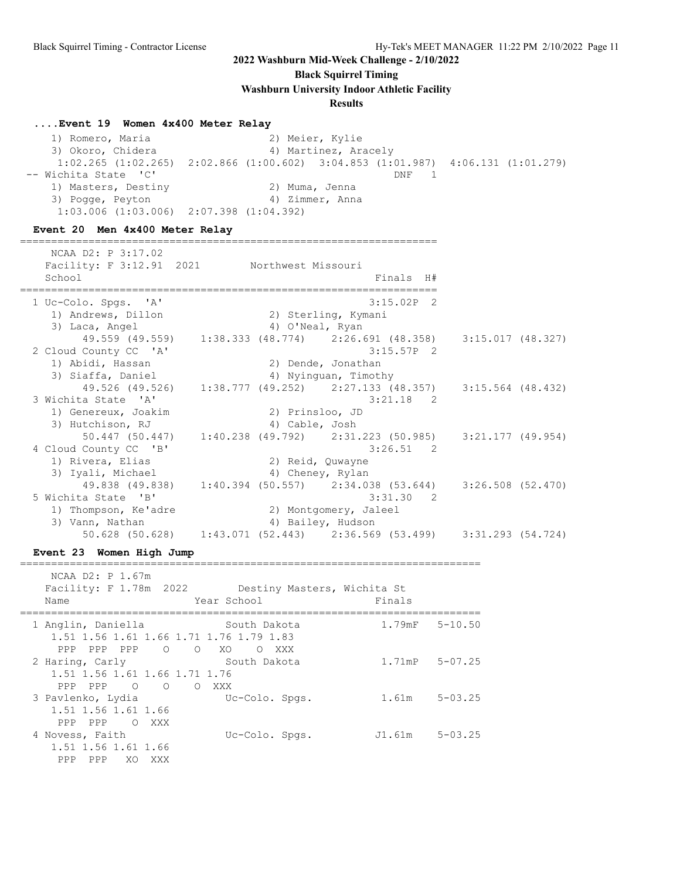## 2022 Washburn Mid-Week Challenge - 2/10/2022

**Black Squirrel Timing**

**Washburn University Indoor Athletic Facility**

**Results**

### ....Event 19 Women 4x400 Meter Relay

```
    1) Romero, Maria                  2) Meier, Kylie
    3) Okoro, Chidera                 4) Martinez, Aracely
     1:02.265 (1:02.265)  2:02.866 (1:00.602)  3:04.853 (1:01.987)  4:06.131 (1:01.279)
 -- Wichita State  'C'                                       DNF   1
    1) Masters, Destiny               2) Muma, Jenna
    3) Pogge, Peyton                  4) Zimmer, Anna
     1:03.006 (1:03.006)  2:07.398 (1:04.392)
```

### Event 20 Men 4x400 Meter Relay

```
===================================================================
    NCAA D2: P 3:17.02
   Facility: F 3:12.91  2021        Northwest Missouri
    School                                            Finals  H#
===================================================================
  1 Uc-Colo. Spgs.  'A'                              3:15.02P  2
     1) Andrews, Dillon               2) Sterling, Kymani
     3) Laca, Angel                   4) O'Neal, Ryan
         49.559 (49.559)    1:38.333 (48.774)    2:26.691 (48.358)    3:15.017 (48.327)
  2 Cloud County CC  'A'                             3:15.57P  2
     1) Abidi, Hassan                 2) Dende, Jonathan
     3) Siaffa, Daniel                4) Nyinguan, Timothy
         49.526 (49.526)    1:38.777 (49.252)    2:27.133 (48.357)    3:15.564 (48.432)
  3 Wichita State  'A'                               3:21.18   2
     1) Genereux, Joakim              2) Prinsloo, JD
     3) Hutchison, RJ                 4) Cable, Josh
         50.447 (50.447)    1:40.238 (49.792)    2:31.223 (50.985)    3:21.177 (49.954)
  4 Cloud County CC  'B'                             3:26.51   2
     1) Rivera, Elias                 2) Reid, Quwayne
     3) Iyali, Michael                4) Cheney, Rylan
         49.838 (49.838)    1:40.394 (50.557)    2:34.038 (53.644)    3:26.508 (52.470)
  5 Wichita State  'B'                               3:31.30   2
     1) Thompson, Ke'adre             2) Montgomery, Jaleel
     3) Vann, Nathan                  4) Bailey, Hudson
         50.628 (50.628)    1:43.071 (52.443)    2:36.569 (53.499)    3:31.293 (54.724)
```

### Event 23 Women High Jump

```
========================================================================
    NCAA D2: P 1.67m
   Facility: F 1.78m  2022        Destiny Masters, Wichita St
    Name                    Year School                  Finals
========================================================================
  1 Anglin, Daniella            South Dakota            1.79mF   5-10.50
     1.51 1.56 1.61 1.66 1.71 1.76 1.79 1.83
      PPP  PPP  PPP    O    O   XO    O  XXX
  2 Haring, Carly               South Dakota            1.71mP   5-07.25
     1.51 1.56 1.61 1.66 1.71 1.76
      PPP  PPP    O    O    O  XXX
  3 Pavlenko, Lydia             Uc-Colo. Spgs.          1.61m    5-03.25
     1.51 1.56 1.61 1.66
      PPP  PPP    O  XXX
  4 Novess, Faith               Uc-Colo. Spgs.         J1.61m    5-03.25
     1.51 1.56 1.61 1.66
      PPP  PPP   XO  XXX
```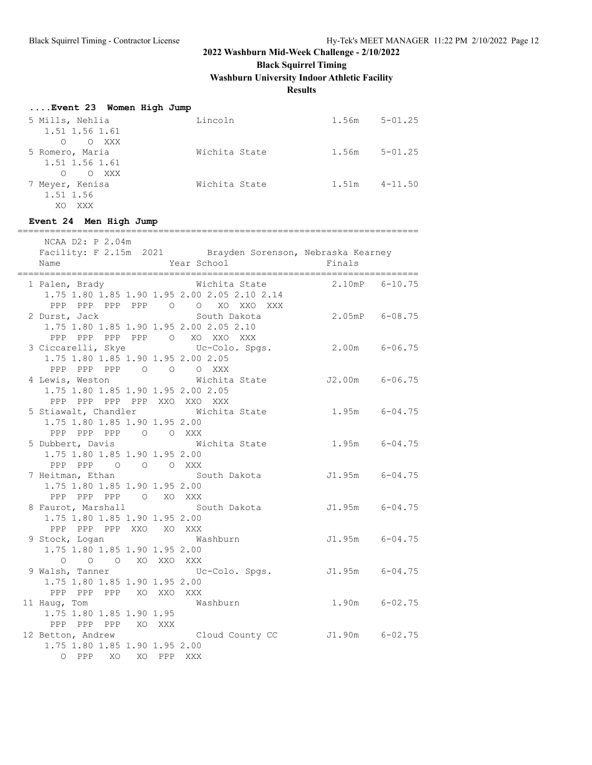# 2022 Washburn Mid-Week Challenge - 2/10/2022

## Black Squirrel Timing

## Washburn University Indoor Athletic Facility

## Results

### ....Event 23 Women High Jump

```
  5 Mills, Nehlia                Lincoln                   1.56m    5-01.25
     1.51 1.56 1.61
        O    O  XXX
  5 Romero, Maria                Wichita State             1.56m    5-01.25
     1.51 1.56 1.61
        O    O  XXX
  7 Meyer, Kenisa                Wichita State             1.51m    4-11.50
     1.51 1.56
       XO  XXX
```

### Event 24 Men High Jump

```
===========================================================================
    NCAA D2: P 2.04m
    Facility: F 2.15m  2021        Brayden Sorenson, Nebraska Kearney
    Name                    Year School                  Finals
===========================================================================
  1 Palen, Brady                 Wichita State            2.10mP   6-10.75
     1.75 1.80 1.85 1.90 1.95 2.00 2.05 2.10 2.14
      PPP  PPP  PPP  PPP    O    O   XO  XXO  XXX
  2 Durst, Jack                  South Dakota             2.05mP   6-08.75
     1.75 1.80 1.85 1.90 1.95 2.00 2.05 2.10
      PPP  PPP  PPP  PPP    O   XO  XXO  XXX
  3 Ciccarelli, Skye             Uc-Colo. Spgs.           2.00m    6-06.75
     1.75 1.80 1.85 1.90 1.95 2.00 2.05
      PPP  PPP  PPP    O    O    O  XXX
  4 Lewis, Weston                Wichita State           J2.00m    6-06.75
     1.75 1.80 1.85 1.90 1.95 2.00 2.05
      PPP  PPP  PPP  PPP  XXO  XXO  XXX
  5 Stiawalt, Chandler           Wichita State            1.95m    6-04.75
     1.75 1.80 1.85 1.90 1.95 2.00
      PPP  PPP  PPP    O    O  XXX
  5 Dubbert, Davis               Wichita State            1.95m    6-04.75
     1.75 1.80 1.85 1.90 1.95 2.00
      PPP  PPP    O    O    O  XXX
  7 Heitman, Ethan               South Dakota            J1.95m    6-04.75
     1.75 1.80 1.85 1.90 1.95 2.00
      PPP  PPP  PPP    O   XO  XXX
  8 Faurot, Marshall             South Dakota            J1.95m    6-04.75
     1.75 1.80 1.85 1.90 1.95 2.00
      PPP  PPP  PPP  XXO   XO  XXX
  9 Stock, Logan                 Washburn                J1.95m    6-04.75
     1.75 1.80 1.85 1.90 1.95 2.00
        O    O    O   XO  XXO  XXX
  9 Walsh, Tanner                Uc-Colo. Spgs.          J1.95m    6-04.75
     1.75 1.80 1.85 1.90 1.95 2.00
      PPP  PPP  PPP   XO  XXO  XXX
 11 Haug, Tom                    Washburn                 1.90m    6-02.75
     1.75 1.80 1.85 1.90 1.95
      PPP  PPP  PPP   XO  XXX
 12 Betton, Andrew               Cloud County CC         J1.90m    6-02.75
     1.75 1.80 1.85 1.90 1.95 2.00
        O  PPP   XO   XO  PPP  XXX
```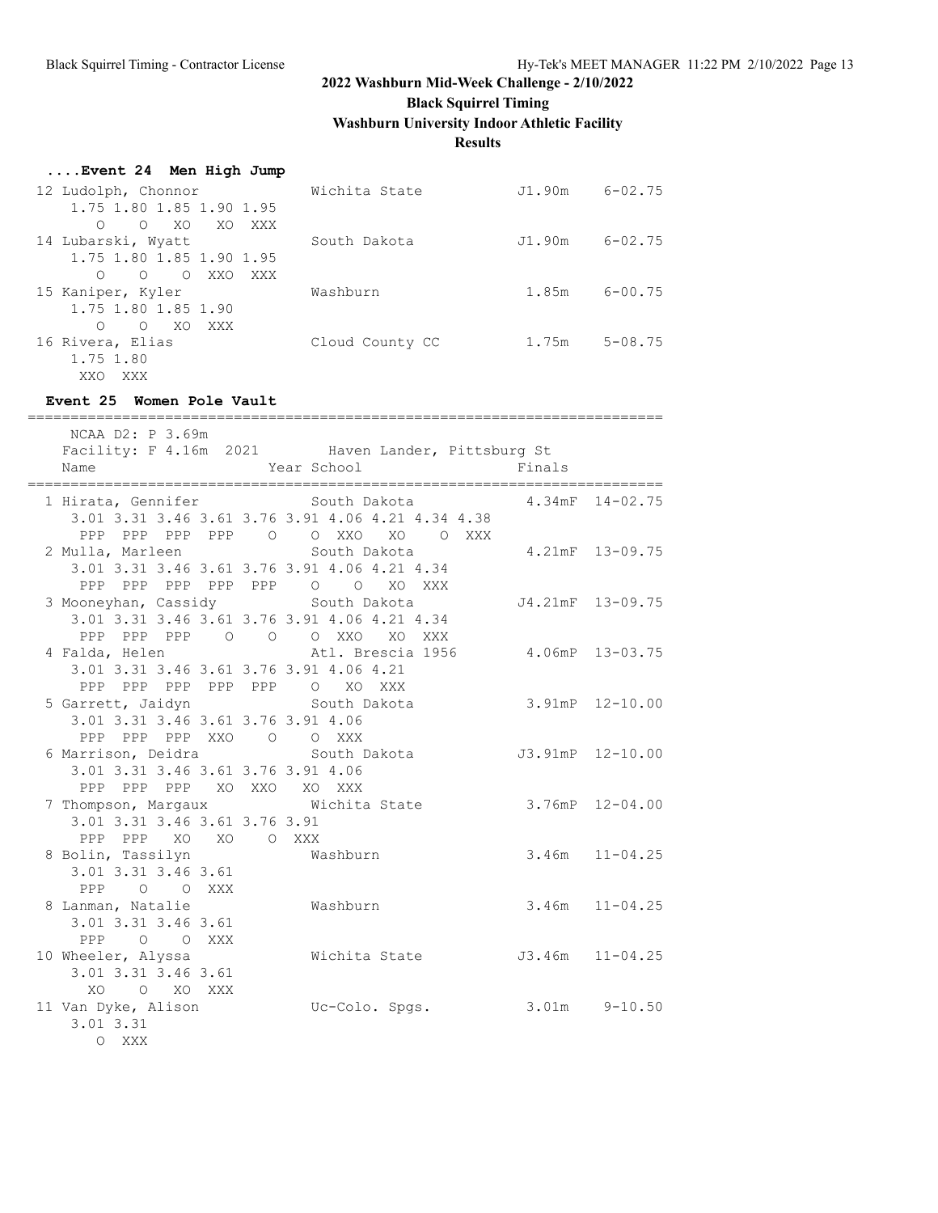# 2022 Washburn Mid-Week Challenge - 2/10/2022

**Black Squirrel Timing**

**Washburn University Indoor Athletic Facility**

**Results**

### ....Event 24 Men High Jump

```
 12 Ludolph, Chonnor                Wichita State          J1.90m    6-02.75
     1.75 1.80 1.85 1.90 1.95
        O    O   XO   XO  XXX
 14 Lubarski, Wyatt                 South Dakota           J1.90m    6-02.75
     1.75 1.80 1.85 1.90 1.95
        O    O    O  XXO  XXX
 15 Kaniper, Kyler                  Washburn                1.85m    6-00.75
     1.75 1.80 1.85 1.90
        O    O   XO  XXX
 16 Rivera, Elias                   Cloud County CC         1.75m    5-08.75
     1.75 1.80
      XXO  XXX
```

### Event 25 Women Pole Vault

```
==========================================================================
    NCAA D2: P 3.69m
    Facility: F 4.16m  2021        Haven Lander, Pittsburg St
    Name                    Year School                  Finals
==========================================================================
  1 Hirata, Gennifer             South Dakota            4.34mF  14-02.75
     3.01 3.31 3.46 3.61 3.76 3.91 4.06 4.21 4.34 4.38
      PPP  PPP  PPP  PPP    O    O  XXO   XO    O  XXX
  2 Mulla, Marleen               South Dakota            4.21mF  13-09.75
     3.01 3.31 3.46 3.61 3.76 3.91 4.06 4.21 4.34
      PPP  PPP  PPP  PPP  PPP    O    O   XO  XXX
  3 Mooneyhan, Cassidy           South Dakota           J4.21mF  13-09.75
     3.01 3.31 3.46 3.61 3.76 3.91 4.06 4.21 4.34
      PPP  PPP  PPP    O    O    O  XXO   XO  XXX
  4 Falda, Helen                 Atl. Brescia 1956       4.06mP  13-03.75
     3.01 3.31 3.46 3.61 3.76 3.91 4.06 4.21
      PPP  PPP  PPP  PPP  PPP    O   XO  XXX
  5 Garrett, Jaidyn              South Dakota            3.91mP  12-10.00
     3.01 3.31 3.46 3.61 3.76 3.91 4.06
      PPP  PPP  PPP  XXO    O    O  XXX
  6 Marrison, Deidra             South Dakota           J3.91mP  12-10.00
     3.01 3.31 3.46 3.61 3.76 3.91 4.06
      PPP  PPP  PPP   XO  XXO   XO  XXX
  7 Thompson, Margaux            Wichita State           3.76mP  12-04.00
     3.01 3.31 3.46 3.61 3.76 3.91
      PPP  PPP   XO   XO    O  XXX
  8 Bolin, Tassilyn              Washburn                 3.46m  11-04.25
     3.01 3.31 3.46 3.61
      PPP    O    O  XXX
  8 Lanman, Natalie              Washburn                 3.46m  11-04.25
     3.01 3.31 3.46 3.61
      PPP    O    O  XXX
 10 Wheeler, Alyssa              Wichita State           J3.46m  11-04.25
     3.01 3.31 3.46 3.61
       XO    O   XO  XXX
 11 Van Dyke, Alison             Uc-Colo. Spgs.           3.01m   9-10.50
     3.01 3.31
        O  XXX
```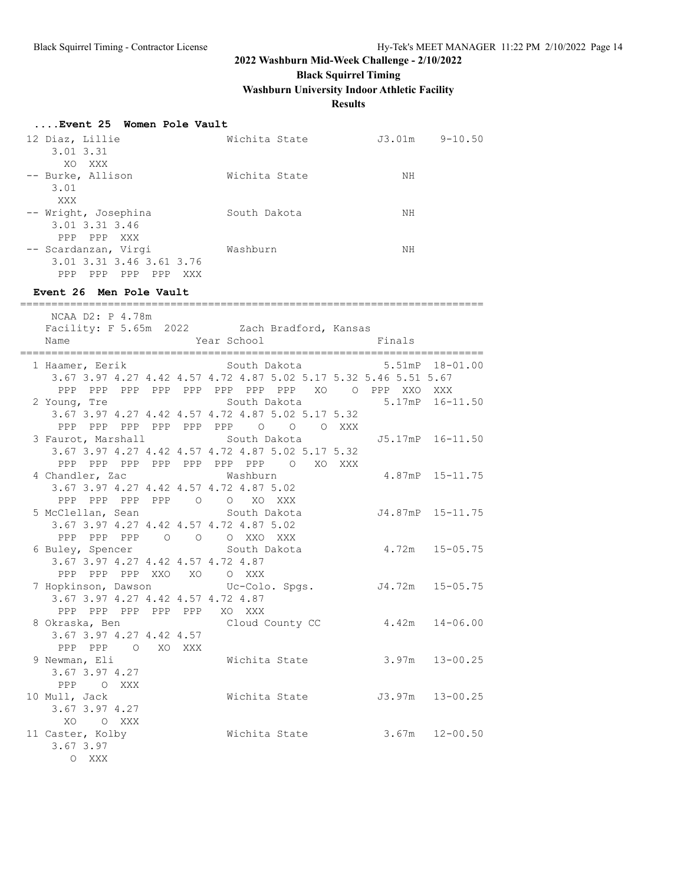# 2022 Washburn Mid-Week Challenge - 2/10/2022

**Black Squirrel Timing**

**Washburn University Indoor Athletic Facility**

**Results**

### ....Event 25 Women Pole Vault

```
 12 Diaz, Lillie                  Wichita State           J3.01m    9-10.50 
     3.01 3.31
       XO  XXX
 -- Burke, Allison                Wichita State               NH            
     3.01
      XXX
 -- Wright, Josephina             South Dakota                NH            
     3.01 3.31 3.46
      PPP  PPP  XXX
 -- Scardanzan, Virgi             Washburn                    NH            
     3.01 3.31 3.46 3.61 3.76
      PPP  PPP  PPP  PPP  XXX
```

### Event 26 Men Pole Vault

```
=========================================================================
    NCAA D2: P 4.78m
    Facility: F 5.65m  2022        Zach Bradford, Kansas                  
    Name                    Year School                  Finals            
=========================================================================
  1 Haamer, Eerik                 South Dakota            5.51mP  18-01.00 
     3.67 3.97 4.27 4.42 4.57 4.72 4.87 5.02 5.17 5.32 5.46 5.51 5.67
      PPP  PPP  PPP  PPP  PPP  PPP  PPP  PPP   XO    O  PPP  XXO  XXX
  2 Young, Tre                    South Dakota            5.17mP  16-11.50 
     3.67 3.97 4.27 4.42 4.57 4.72 4.87 5.02 5.17 5.32
      PPP  PPP  PPP  PPP  PPP  PPP    O    O    O  XXX
  3 Faurot, Marshall              South Dakota           J5.17mP  16-11.50 
     3.67 3.97 4.27 4.42 4.57 4.72 4.87 5.02 5.17 5.32
      PPP  PPP  PPP  PPP  PPP  PPP  PPP    O   XO  XXX
  4 Chandler, Zac                 Washburn                4.87mP  15-11.75 
     3.67 3.97 4.27 4.42 4.57 4.72 4.87 5.02
      PPP  PPP  PPP  PPP    O    O   XO  XXX
  5 McClellan, Sean               South Dakota           J4.87mP  15-11.75 
     3.67 3.97 4.27 4.42 4.57 4.72 4.87 5.02
      PPP  PPP  PPP    O    O    O  XXO  XXX
  6 Buley, Spencer                South Dakota            4.72m   15-05.75 
     3.67 3.97 4.27 4.42 4.57 4.72 4.87
      PPP  PPP  PPP  XXO   XO    O  XXX
  7 Hopkinson, Dawson             Uc-Colo. Spgs.         J4.72m   15-05.75 
     3.67 3.97 4.27 4.42 4.57 4.72 4.87
      PPP  PPP  PPP  PPP  PPP   XO  XXX
  8 Okraska, Ben                  Cloud County CC         4.42m   14-06.00 
     3.67 3.97 4.27 4.42 4.57
      PPP  PPP    O   XO  XXX
  9 Newman, Eli                   Wichita State           3.97m   13-00.25 
     3.67 3.97 4.27
      PPP    O  XXX
 10 Mull, Jack                    Wichita State          J3.97m   13-00.25 
     3.67 3.97 4.27
       XO    O  XXX
 11 Caster, Kolby                 Wichita State           3.67m   12-00.50 
     3.67 3.97
        O  XXX
```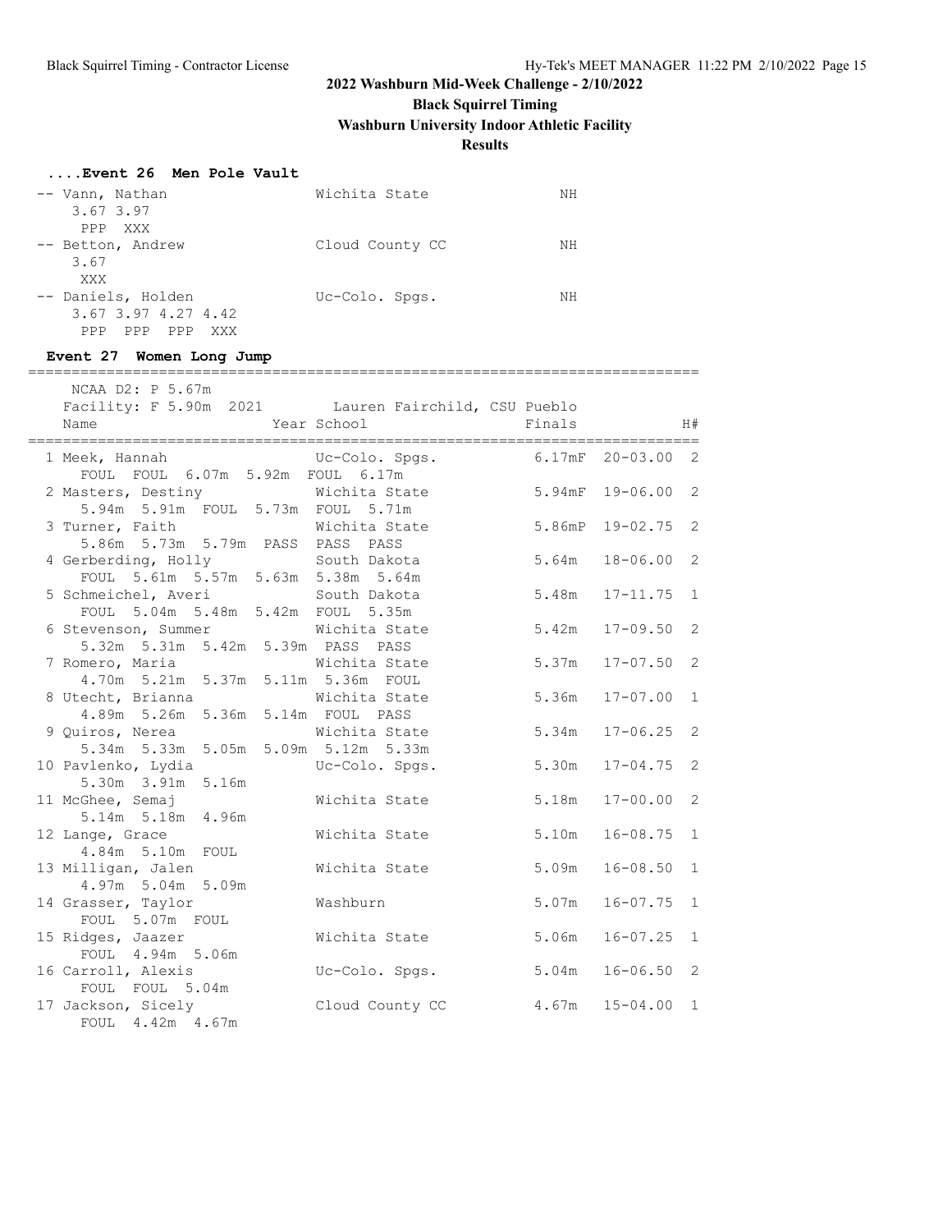## 2022 Washburn Mid-Week Challenge - 2/10/2022

**Black Squirrel Timing**

**Washburn University Indoor Athletic Facility**

**Results**

### ....Event 26 Men Pole Vault

```
-- Vann, Nathan                Wichita State              NH
    3.67 3.97
    PPP  XXX
-- Betton, Andrew              Cloud County CC            NH
    3.67
    XXX
-- Daniels, Holden             Uc-Colo. Spgs.             NH
    3.67 3.97 4.27 4.42
    PPP  PPP  PPP  XXX
```

### Event 27 Women Long Jump

```
============================================================================
   NCAA D2: P 5.67m
   Facility: F 5.90m  2021      Lauren Fairchild, CSU Pueblo
   Name                    Year School                 Finals            H#
============================================================================
  1 Meek, Hannah                Uc-Colo. Spgs.          6.17mF  20-03.00  2
      FOUL  FOUL  6.07m  5.92m  FOUL  6.17m
  2 Masters, Destiny            Wichita State           5.94mF  19-06.00  2
      5.94m  5.91m  FOUL  5.73m  FOUL  5.71m
  3 Turner, Faith               Wichita State           5.86mP  19-02.75  2
      5.86m  5.73m  5.79m  PASS  PASS  PASS
  4 Gerberding, Holly           South Dakota            5.64m   18-06.00  2
      FOUL  5.61m  5.57m  5.63m  5.38m  5.64m
  5 Schmeichel, Averi           South Dakota            5.48m   17-11.75  1
      FOUL  5.04m  5.48m  5.42m  FOUL  5.35m
  6 Stevenson, Summer           Wichita State           5.42m   17-09.50  2
      5.32m  5.31m  5.42m  5.39m  PASS  PASS
  7 Romero, Maria               Wichita State           5.37m   17-07.50  2
      4.70m  5.21m  5.37m  5.11m  5.36m  FOUL
  8 Utecht, Brianna             Wichita State           5.36m   17-07.00  1
      4.89m  5.26m  5.36m  5.14m  FOUL  PASS
  9 Quiros, Nerea               Wichita State           5.34m   17-06.25  2
      5.34m  5.33m  5.05m  5.09m  5.12m  5.33m
 10 Pavlenko, Lydia             Uc-Colo. Spgs.          5.30m   17-04.75  2
      5.30m  3.91m  5.16m
 11 McGhee, Semaj               Wichita State           5.18m   17-00.00  2
      5.14m  5.18m  4.96m
 12 Lange, Grace                Wichita State           5.10m   16-08.75  1
      4.84m  5.10m  FOUL
 13 Milligan, Jalen             Wichita State           5.09m   16-08.50  1
      4.97m  5.04m  5.09m
 14 Grasser, Taylor             Washburn                5.07m   16-07.75  1
      FOUL  5.07m  FOUL
 15 Ridges, Jaazer              Wichita State           5.06m   16-07.25  1
      FOUL  4.94m  5.06m
 16 Carroll, Alexis             Uc-Colo. Spgs.          5.04m   16-06.50  2
      FOUL  FOUL  5.04m
 17 Jackson, Sicely             Cloud County CC         4.67m   15-04.00  1
      FOUL  4.42m  4.67m
```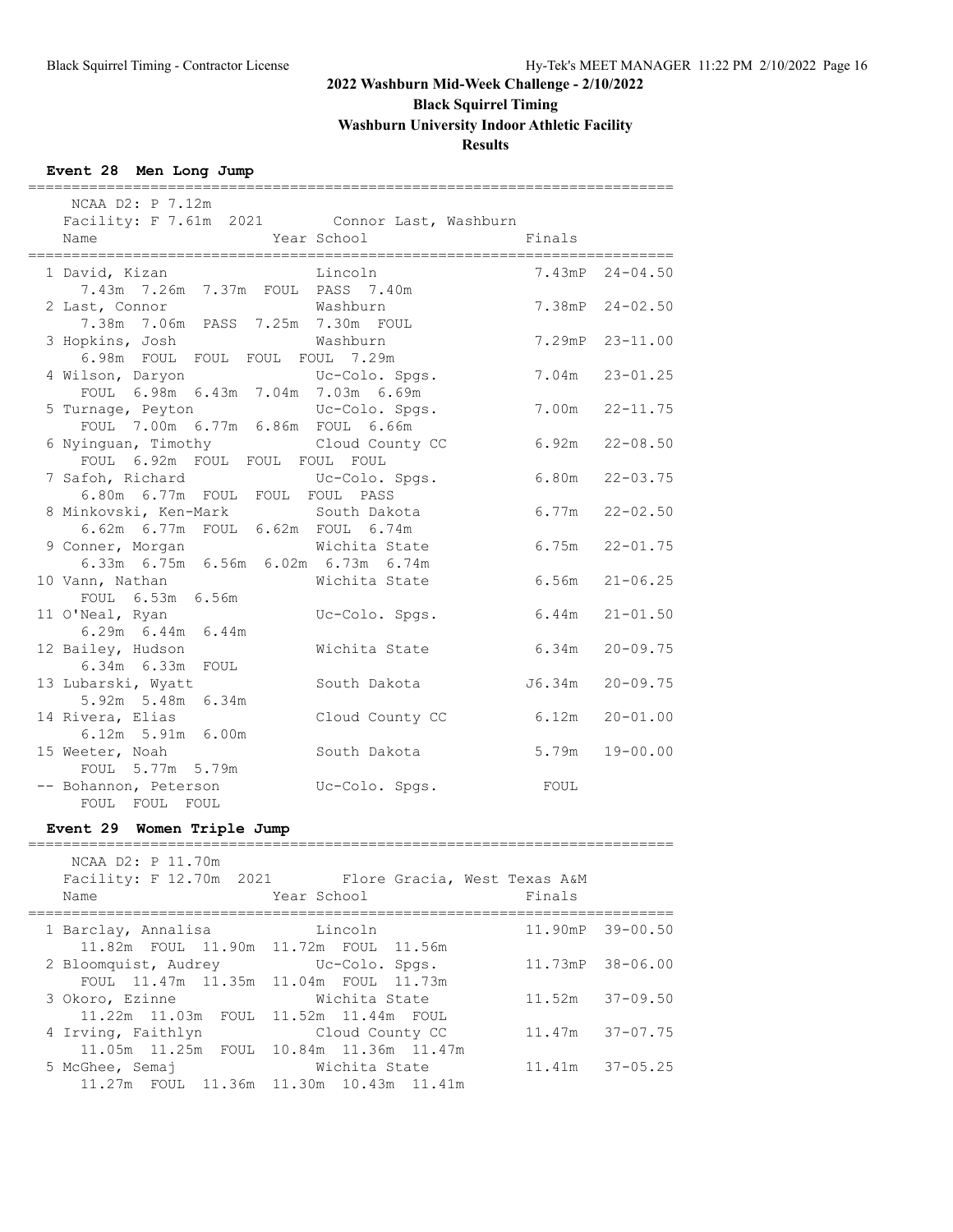## 2022 Washburn Mid-Week Challenge - 2/10/2022

### Black Squirrel Timing

### Washburn University Indoor Athletic Facility

### Results

#### Event 28 Men Long Jump

NCAA D2: P 7.12m
Facility: F 7.61m 2021 Connor Last, Washburn

| Place | Name | Year | School | Finals | |
|---|---|---|---|---|---|
| 1 | David, Kizan | | Lincoln | 7.43mP | 24-04.50 |
| | 7.43m 7.26m 7.37m FOUL PASS 7.40m | | | | |
| 2 | Last, Connor | | Washburn | 7.38mP | 24-02.50 |
| | 7.38m 7.06m PASS 7.25m 7.30m FOUL | | | | |
| 3 | Hopkins, Josh | | Washburn | 7.29mP | 23-11.00 |
| | 6.98m FOUL FOUL FOUL FOUL 7.29m | | | | |
| 4 | Wilson, Daryon | | Uc-Colo. Spgs. | 7.04m | 23-01.25 |
| | FOUL 6.98m 6.43m 7.04m 7.03m 6.69m | | | | |
| 5 | Turnage, Peyton | | Uc-Colo. Spgs. | 7.00m | 22-11.75 |
| | FOUL 7.00m 6.77m 6.86m FOUL 6.66m | | | | |
| 6 | Nyinguan, Timothy | | Cloud County CC | 6.92m | 22-08.50 |
| | FOUL 6.92m FOUL FOUL FOUL FOUL | | | | |
| 7 | Safoh, Richard | | Uc-Colo. Spgs. | 6.80m | 22-03.75 |
| | 6.80m 6.77m FOUL FOUL FOUL PASS | | | | |
| 8 | Minkovski, Ken-Mark | | South Dakota | 6.77m | 22-02.50 |
| | 6.62m 6.77m FOUL 6.62m FOUL 6.74m | | | | |
| 9 | Conner, Morgan | | Wichita State | 6.75m | 22-01.75 |
| | 6.33m 6.75m 6.56m 6.02m 6.73m 6.74m | | | | |
| 10 | Vann, Nathan | | Wichita State | 6.56m | 21-06.25 |
| | FOUL 6.53m 6.56m | | | | |
| 11 | O'Neal, Ryan | | Uc-Colo. Spgs. | 6.44m | 21-01.50 |
| | 6.29m 6.44m 6.44m | | | | |
| 12 | Bailey, Hudson | | Wichita State | 6.34m | 20-09.75 |
| | 6.34m 6.33m FOUL | | | | |
| 13 | Lubarski, Wyatt | | South Dakota | J6.34m | 20-09.75 |
| | 5.92m 5.48m 6.34m | | | | |
| 14 | Rivera, Elias | | Cloud County CC | 6.12m | 20-01.00 |
| | 6.12m 5.91m 6.00m | | | | |
| 15 | Weeter, Noah | | South Dakota | 5.79m | 19-00.00 |
| | FOUL 5.77m 5.79m | | | | |
| -- | Bohannon, Peterson | | Uc-Colo. Spgs. | FOUL | |
| | FOUL FOUL FOUL | | | | |

#### Event 29 Women Triple Jump

NCAA D2: P 11.70m
Facility: F 12.70m 2021 Flore Gracia, West Texas A&M

| Place | Name | Year | School | Finals | |
|---|---|---|---|---|---|
| 1 | Barclay, Annalisa | | Lincoln | 11.90mP | 39-00.50 |
| | 11.82m FOUL 11.90m 11.72m FOUL 11.56m | | | | |
| 2 | Bloomquist, Audrey | | Uc-Colo. Spgs. | 11.73mP | 38-06.00 |
| | FOUL 11.47m 11.35m 11.04m FOUL 11.73m | | | | |
| 3 | Okoro, Ezinne | | Wichita State | 11.52m | 37-09.50 |
| | 11.22m 11.03m FOUL 11.52m 11.44m FOUL | | | | |
| 4 | Irving, Faithlyn | | Cloud County CC | 11.47m | 37-07.75 |
| | 11.05m 11.25m FOUL 10.84m 11.36m 11.47m | | | | |
| 5 | McGhee, Semaj | | Wichita State | 11.41m | 37-05.25 |
| | 11.27m FOUL 11.36m 11.30m 10.43m 11.41m | | | | |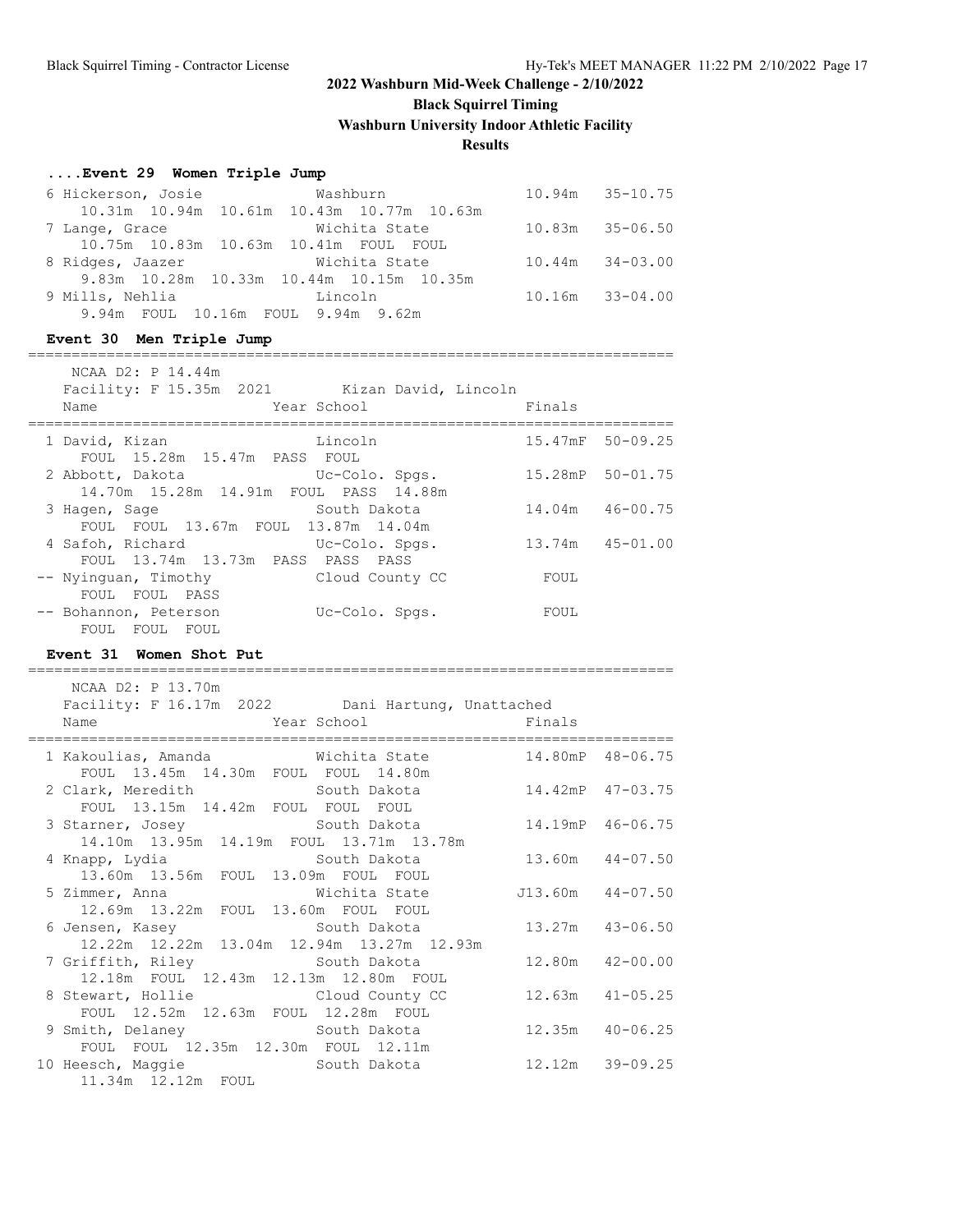## 2022 Washburn Mid-Week Challenge - 2/10/2022

**Black Squirrel Timing**

**Washburn University Indoor Athletic Facility**

**Results**

### ....Event 29 Women Triple Jump

| Place | Name | School | Finals | |
|---|---|---|---|---|
| 6 | Hickerson, Josie | Washburn | 10.94m | 35-10.75 |
| | 10.31m 10.94m 10.61m 10.43m 10.77m 10.63m | | | |
| 7 | Lange, Grace | Wichita State | 10.83m | 35-06.50 |
| | 10.75m 10.83m 10.63m 10.41m FOUL FOUL | | | |
| 8 | Ridges, Jaazer | Wichita State | 10.44m | 34-03.00 |
| | 9.83m 10.28m 10.33m 10.44m 10.15m 10.35m | | | |
| 9 | Mills, Nehlia | Lincoln | 10.16m | 33-04.00 |
| | 9.94m FOUL 10.16m FOUL 9.94m 9.62m | | | |

### Event 30 Men Triple Jump

NCAA D2: P 14.44m
Facility: F 15.35m 2021 Kizan David, Lincoln

| Place | Name | Year School | Finals | |
|---|---|---|---|---|
| 1 | David, Kizan | Lincoln | 15.47mF | 50-09.25 |
| | FOUL 15.28m 15.47m PASS FOUL | | | |
| 2 | Abbott, Dakota | Uc-Colo. Spgs. | 15.28mP | 50-01.75 |
| | 14.70m 15.28m 14.91m FOUL PASS 14.88m | | | |
| 3 | Hagen, Sage | South Dakota | 14.04m | 46-00.75 |
| | FOUL FOUL 13.67m FOUL 13.87m 14.04m | | | |
| 4 | Safoh, Richard | Uc-Colo. Spgs. | 13.74m | 45-01.00 |
| | FOUL 13.74m 13.73m PASS PASS PASS | | | |
| -- | Nyinguan, Timothy | Cloud County CC | FOUL | |
| | FOUL FOUL PASS | | | |
| -- | Bohannon, Peterson | Uc-Colo. Spgs. | FOUL | |
| | FOUL FOUL FOUL | | | |

### Event 31 Women Shot Put

NCAA D2: P 13.70m
Facility: F 16.17m 2022 Dani Hartung, Unattached

| Place | Name | Year School | Finals | |
|---|---|---|---|---|
| 1 | Kakoulias, Amanda | Wichita State | 14.80mP | 48-06.75 |
| | FOUL 13.45m 14.30m FOUL FOUL 14.80m | | | |
| 2 | Clark, Meredith | South Dakota | 14.42mP | 47-03.75 |
| | FOUL 13.15m 14.42m FOUL FOUL FOUL | | | |
| 3 | Starner, Josey | South Dakota | 14.19mP | 46-06.75 |
| | 14.10m 13.95m 14.19m FOUL 13.71m 13.78m | | | |
| 4 | Knapp, Lydia | South Dakota | 13.60m | 44-07.50 |
| | 13.60m 13.56m FOUL 13.09m FOUL FOUL | | | |
| 5 | Zimmer, Anna | Wichita State | J13.60m | 44-07.50 |
| | 12.69m 13.22m FOUL 13.60m FOUL FOUL | | | |
| 6 | Jensen, Kasey | South Dakota | 13.27m | 43-06.50 |
| | 12.22m 12.22m 13.04m 12.94m 13.27m 12.93m | | | |
| 7 | Griffith, Riley | South Dakota | 12.80m | 42-00.00 |
| | 12.18m FOUL 12.43m 12.13m 12.80m FOUL | | | |
| 8 | Stewart, Hollie | Cloud County CC | 12.63m | 41-05.25 |
| | FOUL 12.52m 12.63m FOUL 12.28m FOUL | | | |
| 9 | Smith, Delaney | South Dakota | 12.35m | 40-06.25 |
| | FOUL FOUL 12.35m 12.30m FOUL 12.11m | | | |
| 10 | Heesch, Maggie | South Dakota | 12.12m | 39-09.25 |
| | 11.34m 12.12m FOUL | | | |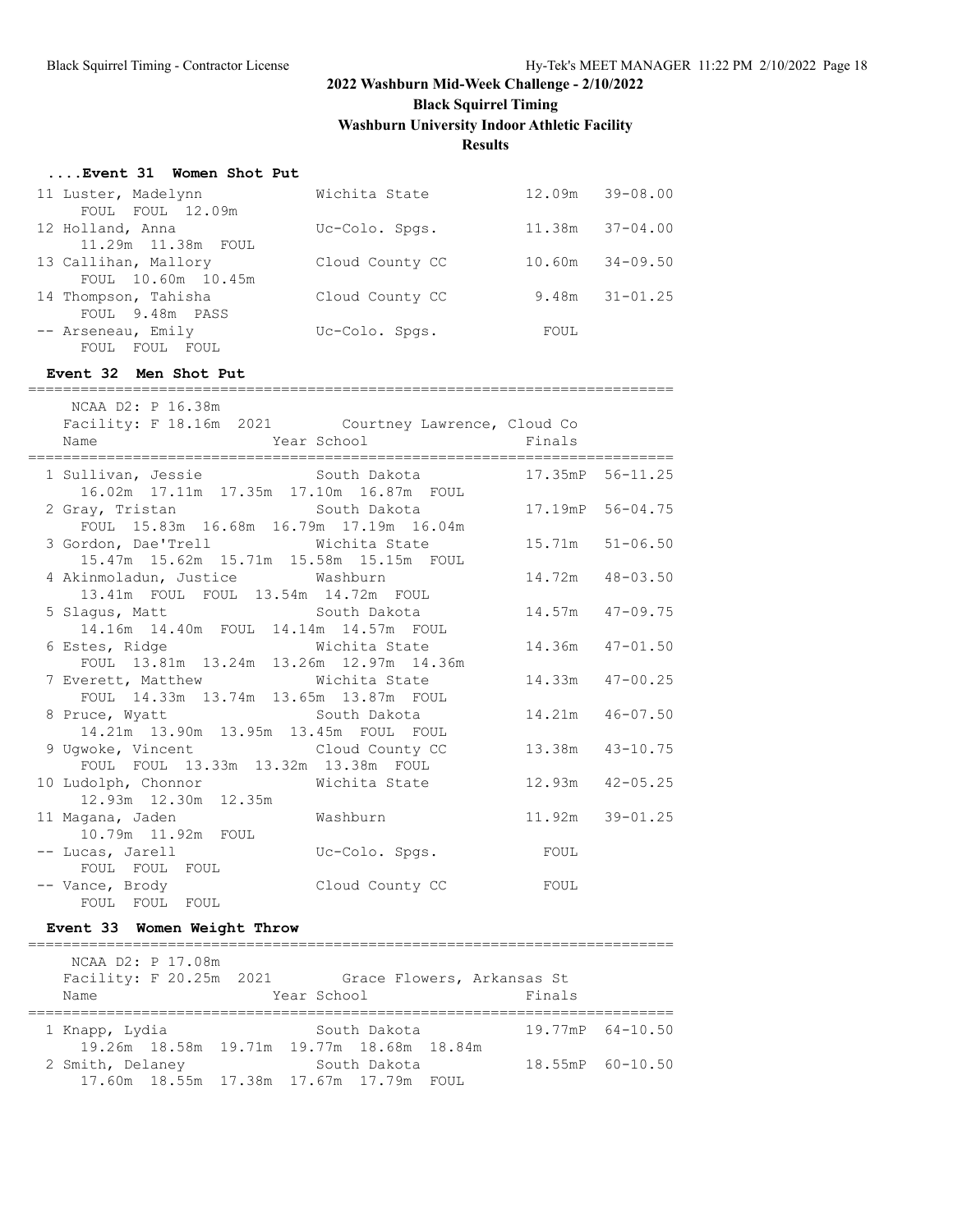# 2022 Washburn Mid-Week Challenge - 2/10/2022

**Black Squirrel Timing**

**Washburn University Indoor Athletic Facility**

**Results**

### ....Event 31 Women Shot Put

| Place | Name | School | Finals | |
|---|---|---|---|---|
| 11 | Luster, Madelynn | Wichita State | 12.09m | 39-08.00 |
| | FOUL FOUL 12.09m | | | |
| 12 | Holland, Anna | Uc-Colo. Spgs. | 11.38m | 37-04.00 |
| | 11.29m 11.38m FOUL | | | |
| 13 | Callihan, Mallory | Cloud County CC | 10.60m | 34-09.50 |
| | FOUL 10.60m 10.45m | | | |
| 14 | Thompson, Tahisha | Cloud County CC | 9.48m | 31-01.25 |
| | FOUL 9.48m PASS | | | |
| -- | Arseneau, Emily | Uc-Colo. Spgs. | FOUL | |
| | FOUL FOUL FOUL | | | |

### Event 32 Men Shot Put

NCAA D2: P 16.38m
Facility: F 18.16m 2021 Courtney Lawrence, Cloud Co

| Place | Name | Year School | Finals | |
|---|---|---|---|---|
| 1 | Sullivan, Jessie | South Dakota | 17.35mP | 56-11.25 |
| | 16.02m 17.11m 17.35m 17.10m 16.87m FOUL | | | |
| 2 | Gray, Tristan | South Dakota | 17.19mP | 56-04.75 |
| | FOUL 15.83m 16.68m 16.79m 17.19m 16.04m | | | |
| 3 | Gordon, Dae'Trell | Wichita State | 15.71m | 51-06.50 |
| | 15.47m 15.62m 15.71m 15.58m 15.15m FOUL | | | |
| 4 | Akinmoladun, Justice | Washburn | 14.72m | 48-03.50 |
| | 13.41m FOUL FOUL 13.54m 14.72m FOUL | | | |
| 5 | Slagus, Matt | South Dakota | 14.57m | 47-09.75 |
| | 14.16m 14.40m FOUL 14.14m 14.57m FOUL | | | |
| 6 | Estes, Ridge | Wichita State | 14.36m | 47-01.50 |
| | FOUL 13.81m 13.24m 13.26m 12.97m 14.36m | | | |
| 7 | Everett, Matthew | Wichita State | 14.33m | 47-00.25 |
| | FOUL 14.33m 13.74m 13.65m 13.87m FOUL | | | |
| 8 | Pruce, Wyatt | South Dakota | 14.21m | 46-07.50 |
| | 14.21m 13.90m 13.95m 13.45m FOUL FOUL | | | |
| 9 | Ugwoke, Vincent | Cloud County CC | 13.38m | 43-10.75 |
| | FOUL FOUL 13.33m 13.32m 13.38m FOUL | | | |
| 10 | Ludolph, Chonnor | Wichita State | 12.93m | 42-05.25 |
| | 12.93m 12.30m 12.35m | | | |
| 11 | Magana, Jaden | Washburn | 11.92m | 39-01.25 |
| | 10.79m 11.92m FOUL | | | |
| -- | Lucas, Jarell | Uc-Colo. Spgs. | FOUL | |
| | FOUL FOUL FOUL | | | |
| -- | Vance, Brody | Cloud County CC | FOUL | |
| | FOUL FOUL FOUL | | | |

### Event 33 Women Weight Throw

NCAA D2: P 17.08m
Facility: F 20.25m 2021 Grace Flowers, Arkansas St

| Place | Name | Year School | Finals | |
|---|---|---|---|---|
| 1 | Knapp, Lydia | South Dakota | 19.77mP | 64-10.50 |
| | 19.26m 18.58m 19.71m 19.77m 18.68m 18.84m | | | |
| 2 | Smith, Delaney | South Dakota | 18.55mP | 60-10.50 |
| | 17.60m 18.55m 17.38m 17.67m 17.79m FOUL | | | |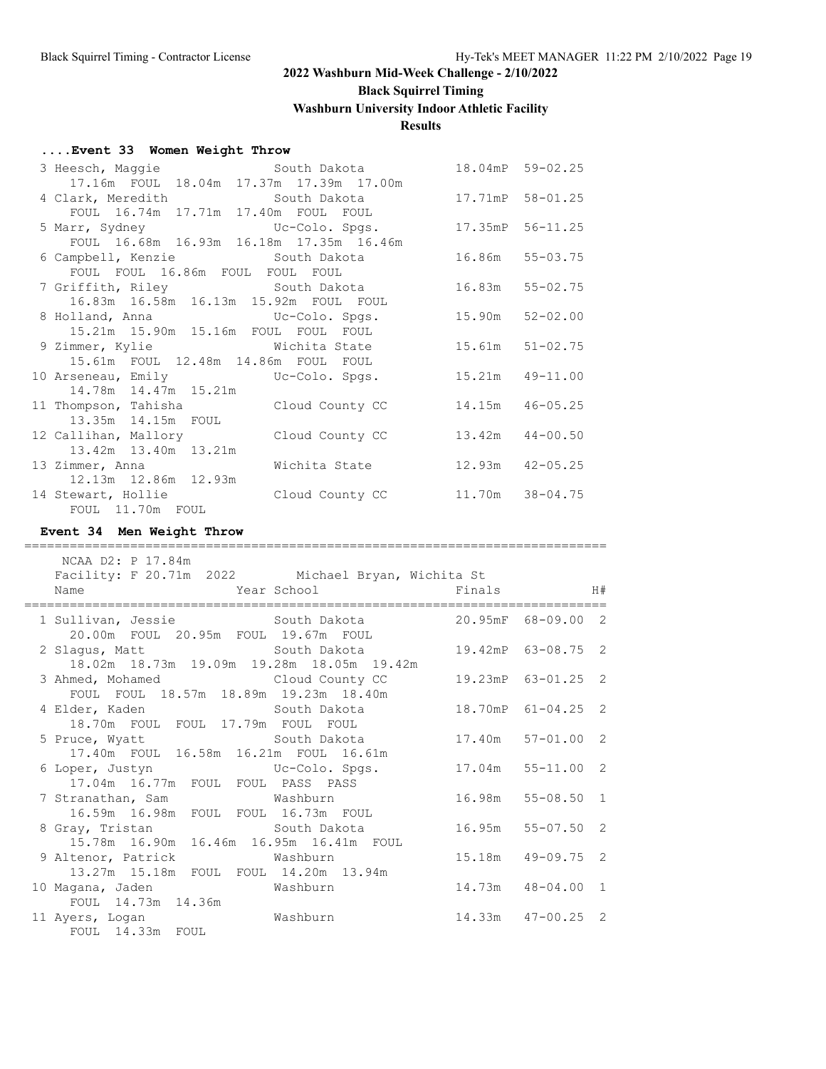# 2022 Washburn Mid-Week Challenge - 2/10/2022

**Black Squirrel Timing**

**Washburn University Indoor Athletic Facility**

**Results**

### ....Event 33 Women Weight Throw

| Place | Name | School | Finals | |
|---|---|---|---|---|
| 3 | Heesch, Maggie | South Dakota | 18.04mP | 59-02.25 |
| | 17.16m FOUL 18.04m 17.37m 17.39m 17.00m | | | |
| 4 | Clark, Meredith | South Dakota | 17.71mP | 58-01.25 |
| | FOUL 16.74m 17.71m 17.40m FOUL FOUL | | | |
| 5 | Marr, Sydney | Uc-Colo. Spgs. | 17.35mP | 56-11.25 |
| | FOUL 16.68m 16.93m 16.18m 17.35m 16.46m | | | |
| 6 | Campbell, Kenzie | South Dakota | 16.86m | 55-03.75 |
| | FOUL FOUL 16.86m FOUL FOUL FOUL | | | |
| 7 | Griffith, Riley | South Dakota | 16.83m | 55-02.75 |
| | 16.83m 16.58m 16.13m 15.92m FOUL FOUL | | | |
| 8 | Holland, Anna | Uc-Colo. Spgs. | 15.90m | 52-02.00 |
| | 15.21m 15.90m 15.16m FOUL FOUL FOUL | | | |
| 9 | Zimmer, Kylie | Wichita State | 15.61m | 51-02.75 |
| | 15.61m FOUL 12.48m 14.86m FOUL FOUL | | | |
| 10 | Arseneau, Emily | Uc-Colo. Spgs. | 15.21m | 49-11.00 |
| | 14.78m 14.47m 15.21m | | | |
| 11 | Thompson, Tahisha | Cloud County CC | 14.15m | 46-05.25 |
| | 13.35m 14.15m FOUL | | | |
| 12 | Callihan, Mallory | Cloud County CC | 13.42m | 44-00.50 |
| | 13.42m 13.40m 13.21m | | | |
| 13 | Zimmer, Anna | Wichita State | 12.93m | 42-05.25 |
| | 12.13m 12.86m 12.93m | | | |
| 14 | Stewart, Hollie | Cloud County CC | 11.70m | 38-04.75 |
| | FOUL 11.70m FOUL | | | |

### Event 34 Men Weight Throw

NCAA D2: P 17.84m
Facility: F 20.71m 2022 Michael Bryan, Wichita St

| Place | Name | Year School | Finals | | H# |
|---|---|---|---|---|---|
| 1 | Sullivan, Jessie | South Dakota | 20.95mF | 68-09.00 | 2 |
| | 20.00m FOUL 20.95m FOUL 19.67m FOUL | | | | |
| 2 | Slagus, Matt | South Dakota | 19.42mP | 63-08.75 | 2 |
| | 18.02m 18.73m 19.09m 19.28m 18.05m 19.42m | | | | |
| 3 | Ahmed, Mohamed | Cloud County CC | 19.23mP | 63-01.25 | 2 |
| | FOUL FOUL 18.57m 18.89m 19.23m 18.40m | | | | |
| 4 | Elder, Kaden | South Dakota | 18.70mP | 61-04.25 | 2 |
| | 18.70m FOUL FOUL 17.79m FOUL FOUL | | | | |
| 5 | Pruce, Wyatt | South Dakota | 17.40m | 57-01.00 | 2 |
| | 17.40m FOUL 16.58m 16.21m FOUL 16.61m | | | | |
| 6 | Loper, Justyn | Uc-Colo. Spgs. | 17.04m | 55-11.00 | 2 |
| | 17.04m 16.77m FOUL FOUL PASS PASS | | | | |
| 7 | Stranathan, Sam | Washburn | 16.98m | 55-08.50 | 1 |
| | 16.59m 16.98m FOUL FOUL 16.73m FOUL | | | | |
| 8 | Gray, Tristan | South Dakota | 16.95m | 55-07.50 | 2 |
| | 15.78m 16.90m 16.46m 16.95m 16.41m FOUL | | | | |
| 9 | Altenor, Patrick | Washburn | 15.18m | 49-09.75 | 2 |
| | 13.27m 15.18m FOUL FOUL 14.20m 13.94m | | | | |
| 10 | Magana, Jaden | Washburn | 14.73m | 48-04.00 | 1 |
| | FOUL 14.73m 14.36m | | | | |
| 11 | Ayers, Logan | Washburn | 14.33m | 47-00.25 | 2 |
| | FOUL 14.33m FOUL | | | | |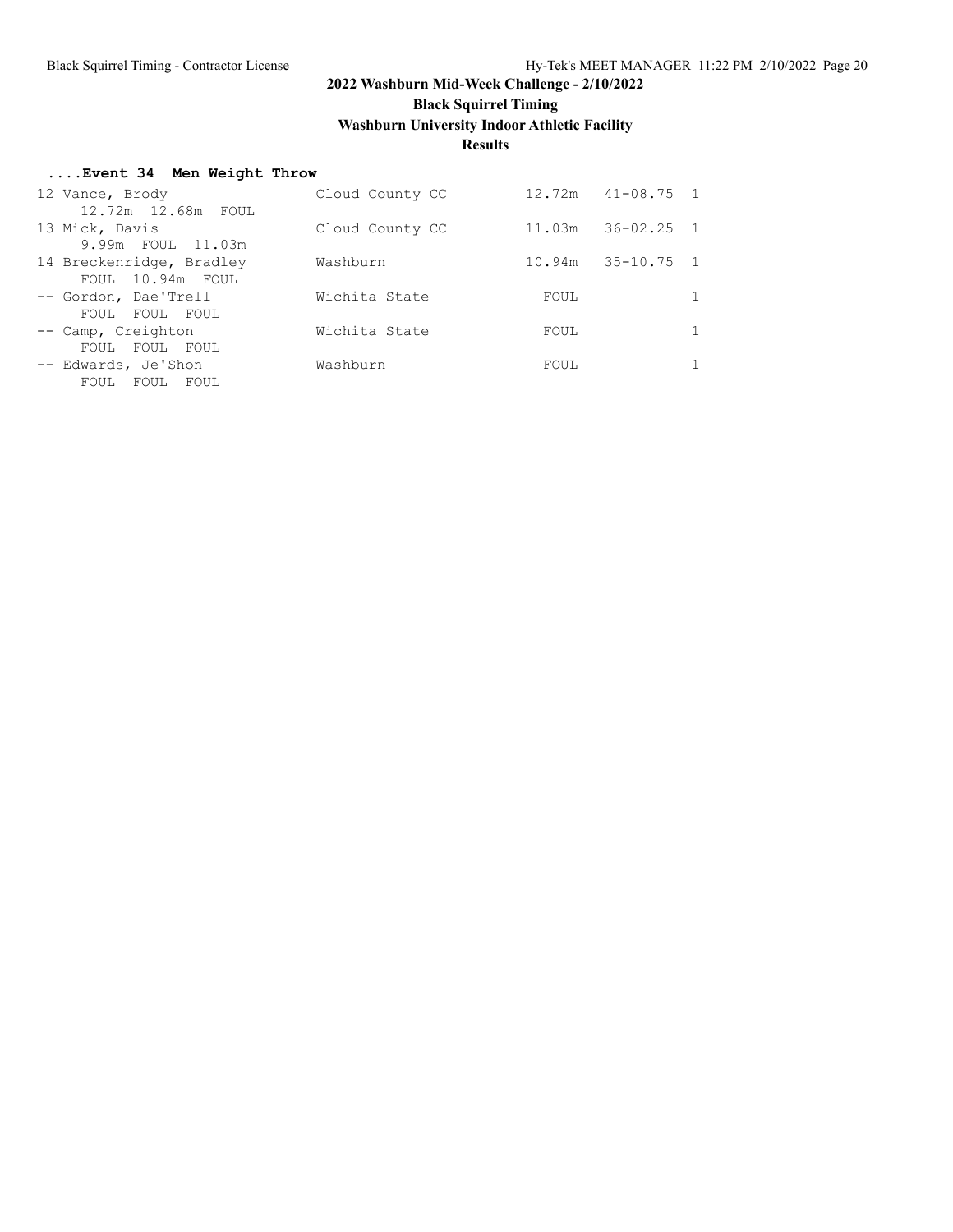2022 Washburn Mid-Week Challenge - 2/10/2022

Black Squirrel Timing

Washburn University Indoor Athletic Facility

Results

### ....Event 34 Men Weight Throw

```
12 Vance, Brody               Cloud County CC         12.72m   41-08.75  1
     12.72m  12.68m  FOUL
13 Mick, Davis                Cloud County CC         11.03m   36-02.25  1
      9.99m  FOUL  11.03m
14 Breckenridge, Bradley      Washburn                10.94m   35-10.75  1
     FOUL  10.94m  FOUL
-- Gordon, Dae'Trell          Wichita State             FOUL             1
     FOUL  FOUL  FOUL
-- Camp, Creighton            Wichita State             FOUL             1
     FOUL  FOUL  FOUL
-- Edwards, Je'Shon           Washburn                  FOUL             1
     FOUL  FOUL  FOUL
```